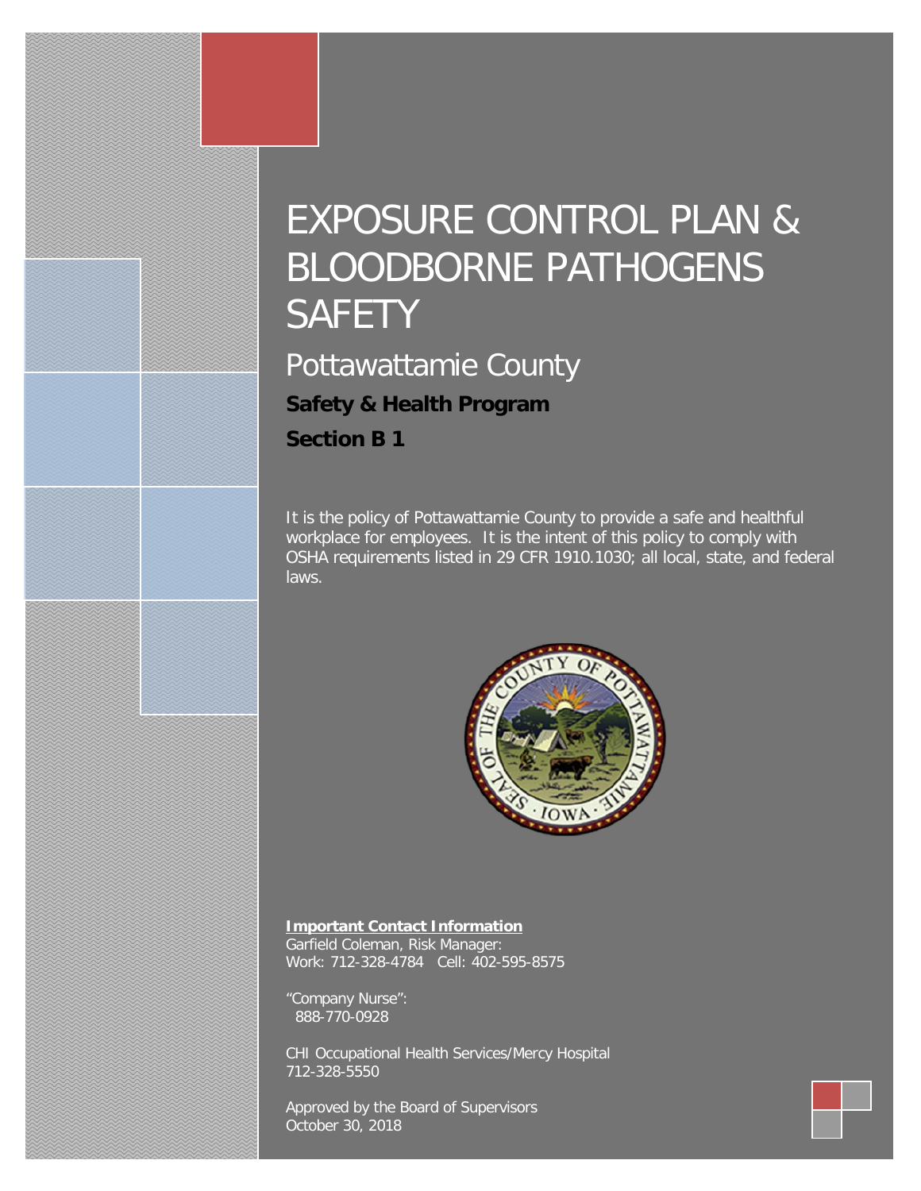# EXPOSURE CONTROL PLAN & BLOODBORNE PATHOGENS SAFETY

## Pottawattamie County

**Safety & Health Program**

**Section B 1**

It is the policy of Pottawattamie County to provide a safe and healthful workplace for employees. It is the intent of this policy to comply with OSHA requirements listed in 29 CFR 1910.1030; all local, state, and federal laws.

**Important Contact Information**
Garfield Coleman, Risk Manager:
Work: 712-328-4784 Cell: 402-595-8575

"Company Nurse":
888-770-0928

CHI Occupational Health Services/Mercy Hospital
712-328-5550

Approved by the Board of Supervisors
October 30, 2018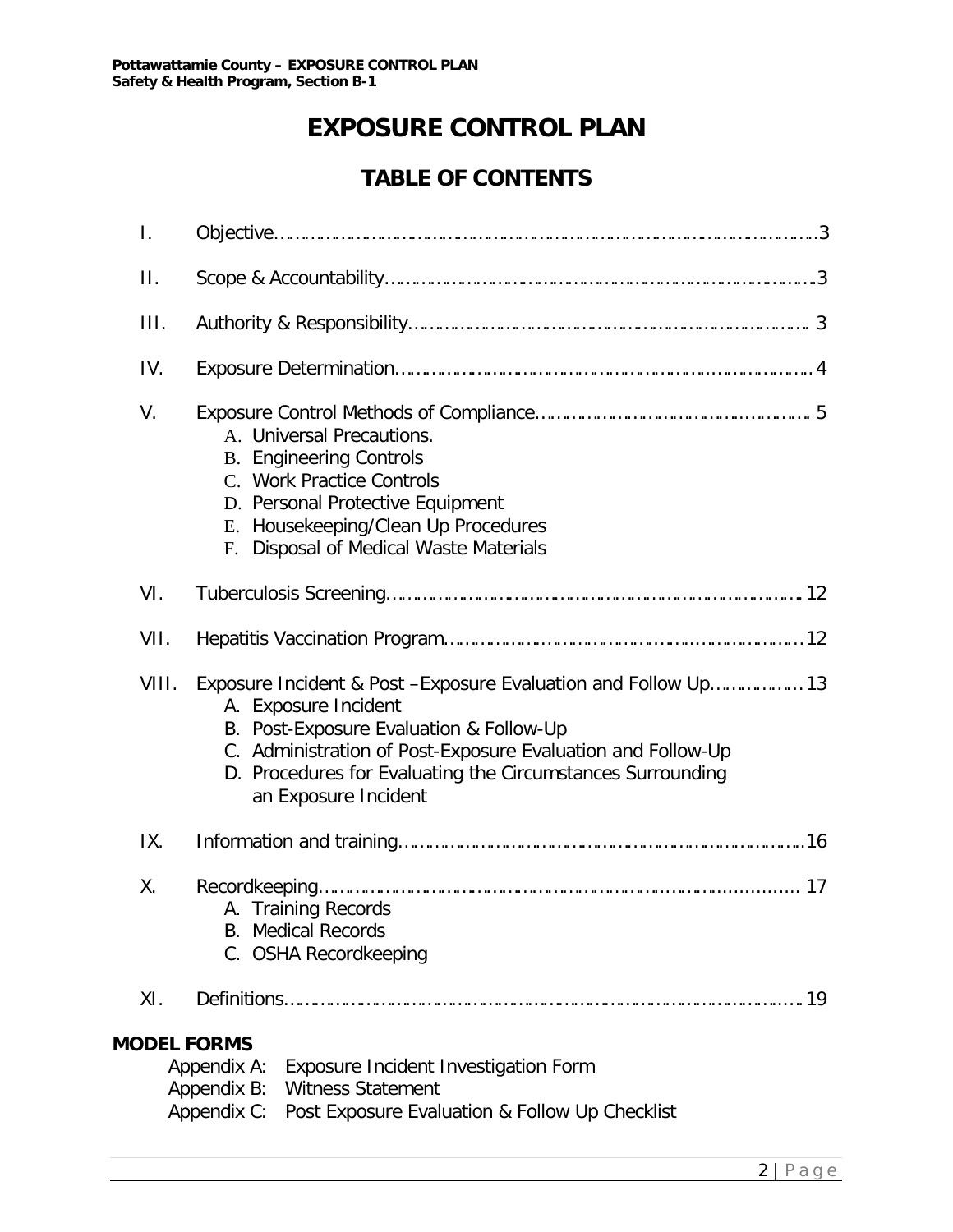# EXPOSURE CONTROL PLAN

## TABLE OF CONTENTS

I. Objective……………………………………………………………………………………3

II. Scope & Accountability………………………………………………………………………3

III. Authority & Responsibility…………………………………………………………………… 3

IV. Exposure Determination……………………………………………………………………4

V. Exposure Control Methods of Compliance………………………………………………. 5
   - A. Universal Precautions.
   - B. Engineering Controls
   - C. Work Practice Controls
   - D. Personal Protective Equipment
   - E. Housekeeping/Clean Up Procedures
   - F. Disposal of Medical Waste Materials

VI. Tuberculosis Screening………………………………………………………………………12

VII. Hepatitis Vaccination Program……………………………………………………………12

VIII. Exposure Incident & Post –Exposure Evaluation and Follow Up………………13
   - A. Exposure Incident
   - B. Post-Exposure Evaluation & Follow-Up
   - C. Administration of Post-Exposure Evaluation and Follow-Up
   - D. Procedures for Evaluating the Circumstances Surrounding an Exposure Incident

IX. Information and training……………………………………………………………………16

X. Recordkeeping…………………………………………………………………………………. 17
   - A. Training Records
   - B. Medical Records
   - C. OSHA Recordkeeping

XI. Definitions………………………………………………………………………………………19

**MODEL FORMS**

Appendix A: Exposure Incident Investigation Form

Appendix B: Witness Statement

Appendix C: Post Exposure Evaluation & Follow Up Checklist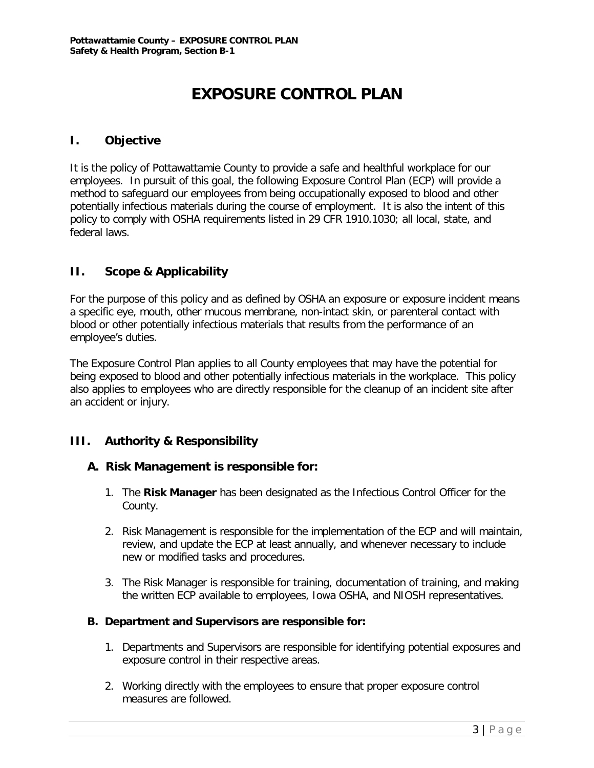# EXPOSURE CONTROL PLAN

## I. Objective

It is the policy of Pottawattamie County to provide a safe and healthful workplace for our employees. In pursuit of this goal, the following Exposure Control Plan (ECP) will provide a method to safeguard our employees from being occupationally exposed to blood and other potentially infectious materials during the course of employment. It is also the intent of this policy to comply with OSHA requirements listed in 29 CFR 1910.1030; all local, state, and federal laws.

## II. Scope & Applicability

For the purpose of this policy and as defined by OSHA an exposure or exposure incident means a specific eye, mouth, other mucous membrane, non-intact skin, or parenteral contact with blood or other potentially infectious materials that results from the performance of an employee's duties.

The Exposure Control Plan applies to all County employees that may have the potential for being exposed to blood and other potentially infectious materials in the workplace. This policy also applies to employees who are directly responsible for the cleanup of an incident site after an accident or injury.

## III. Authority & Responsibility

### A. Risk Management is responsible for:

1. The **Risk Manager** has been designated as the Infectious Control Officer for the County.
2. Risk Management is responsible for the implementation of the ECP and will maintain, review, and update the ECP at least annually, and whenever necessary to include new or modified tasks and procedures.
3. The Risk Manager is responsible for training, documentation of training, and making the written ECP available to employees, Iowa OSHA, and NIOSH representatives.

### B. Department and Supervisors are responsible for:

1. Departments and Supervisors are responsible for identifying potential exposures and exposure control in their respective areas.
2. Working directly with the employees to ensure that proper exposure control measures are followed.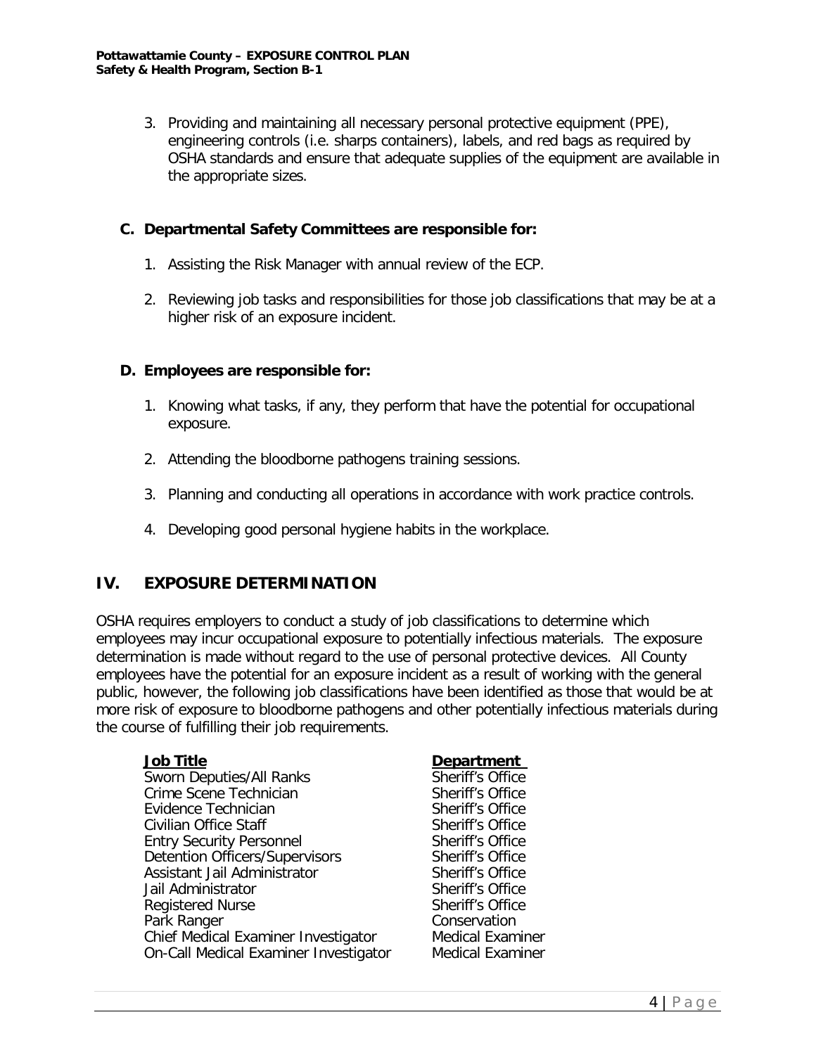3. Providing and maintaining all necessary personal protective equipment (PPE), engineering controls (i.e. sharps containers), labels, and red bags as required by OSHA standards and ensure that adequate supplies of the equipment are available in the appropriate sizes.

### C. Departmental Safety Committees are responsible for:

1. Assisting the Risk Manager with annual review of the ECP.
2. Reviewing job tasks and responsibilities for those job classifications that may be at a higher risk of an exposure incident.

### D. Employees are responsible for:

1. Knowing what tasks, if any, they perform that have the potential for occupational exposure.
2. Attending the bloodborne pathogens training sessions.
3. Planning and conducting all operations in accordance with work practice controls.
4. Developing good personal hygiene habits in the workplace.

## IV. EXPOSURE DETERMINATION

OSHA requires employers to conduct a study of job classifications to determine which employees may incur occupational exposure to potentially infectious materials. The exposure determination is made without regard to the use of personal protective devices. All County employees have the potential for an exposure incident as a result of working with the general public, however, the following job classifications have been identified as those that would be at more risk of exposure to bloodborne pathogens and other potentially infectious materials during the course of fulfilling their job requirements.

| Job Title | Department |
|---|---|
| Sworn Deputies/All Ranks | Sheriff's Office |
| Crime Scene Technician | Sheriff's Office |
| Evidence Technician | Sheriff's Office |
| Civilian Office Staff | Sheriff's Office |
| Entry Security Personnel | Sheriff's Office |
| Detention Officers/Supervisors | Sheriff's Office |
| Assistant Jail Administrator | Sheriff's Office |
| Jail Administrator | Sheriff's Office |
| Registered Nurse | Sheriff's Office |
| Park Ranger | Conservation |
| Chief Medical Examiner Investigator | Medical Examiner |
| On-Call Medical Examiner Investigator | Medical Examiner |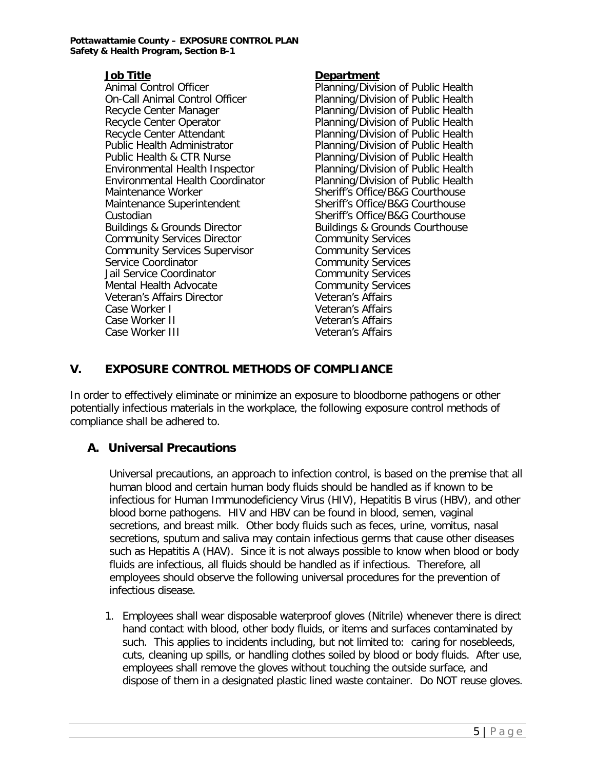| Job Title | Department |
|---|---|
| Animal Control Officer | Planning/Division of Public Health |
| On-Call Animal Control Officer | Planning/Division of Public Health |
| Recycle Center Manager | Planning/Division of Public Health |
| Recycle Center Operator | Planning/Division of Public Health |
| Recycle Center Attendant | Planning/Division of Public Health |
| Public Health Administrator | Planning/Division of Public Health |
| Public Health & CTR Nurse | Planning/Division of Public Health |
| Environmental Health Inspector | Planning/Division of Public Health |
| Environmental Health Coordinator | Planning/Division of Public Health |
| Maintenance Worker | Sheriff's Office/B&G Courthouse |
| Maintenance Superintendent | Sheriff's Office/B&G Courthouse |
| Custodian | Sheriff's Office/B&G Courthouse |
| Buildings & Grounds Director | Buildings & Grounds Courthouse |
| Community Services Director | Community Services |
| Community Services Supervisor | Community Services |
| Service Coordinator | Community Services |
| Jail Service Coordinator | Community Services |
| Mental Health Advocate | Community Services |
| Veteran's Affairs Director | Veteran's Affairs |
| Case Worker I | Veteran's Affairs |
| Case Worker II | Veteran's Affairs |
| Case Worker III | Veteran's Affairs |

## V. EXPOSURE CONTROL METHODS OF COMPLIANCE

In order to effectively eliminate or minimize an exposure to bloodborne pathogens or other potentially infectious materials in the workplace, the following exposure control methods of compliance shall be adhered to.

### A. Universal Precautions

Universal precautions, an approach to infection control, is based on the premise that all human blood and certain human body fluids should be handled as if known to be infectious for Human Immunodeficiency Virus (HIV), Hepatitis B virus (HBV), and other blood borne pathogens. HIV and HBV can be found in blood, semen, vaginal secretions, and breast milk. Other body fluids such as feces, urine, vomitus, nasal secretions, sputum and saliva may contain infectious germs that cause other diseases such as Hepatitis A (HAV). Since it is not always possible to know when blood or body fluids are infectious, all fluids should be handled as if infectious. Therefore, all employees should observe the following universal procedures for the prevention of infectious disease.

1. Employees shall wear disposable waterproof gloves (Nitrile) whenever there is direct hand contact with blood, other body fluids, or items and surfaces contaminated by such. This applies to incidents including, but not limited to: caring for nosebleeds, cuts, cleaning up spills, or handling clothes soiled by blood or body fluids. After use, employees shall remove the gloves without touching the outside surface, and dispose of them in a designated plastic lined waste container. Do NOT reuse gloves.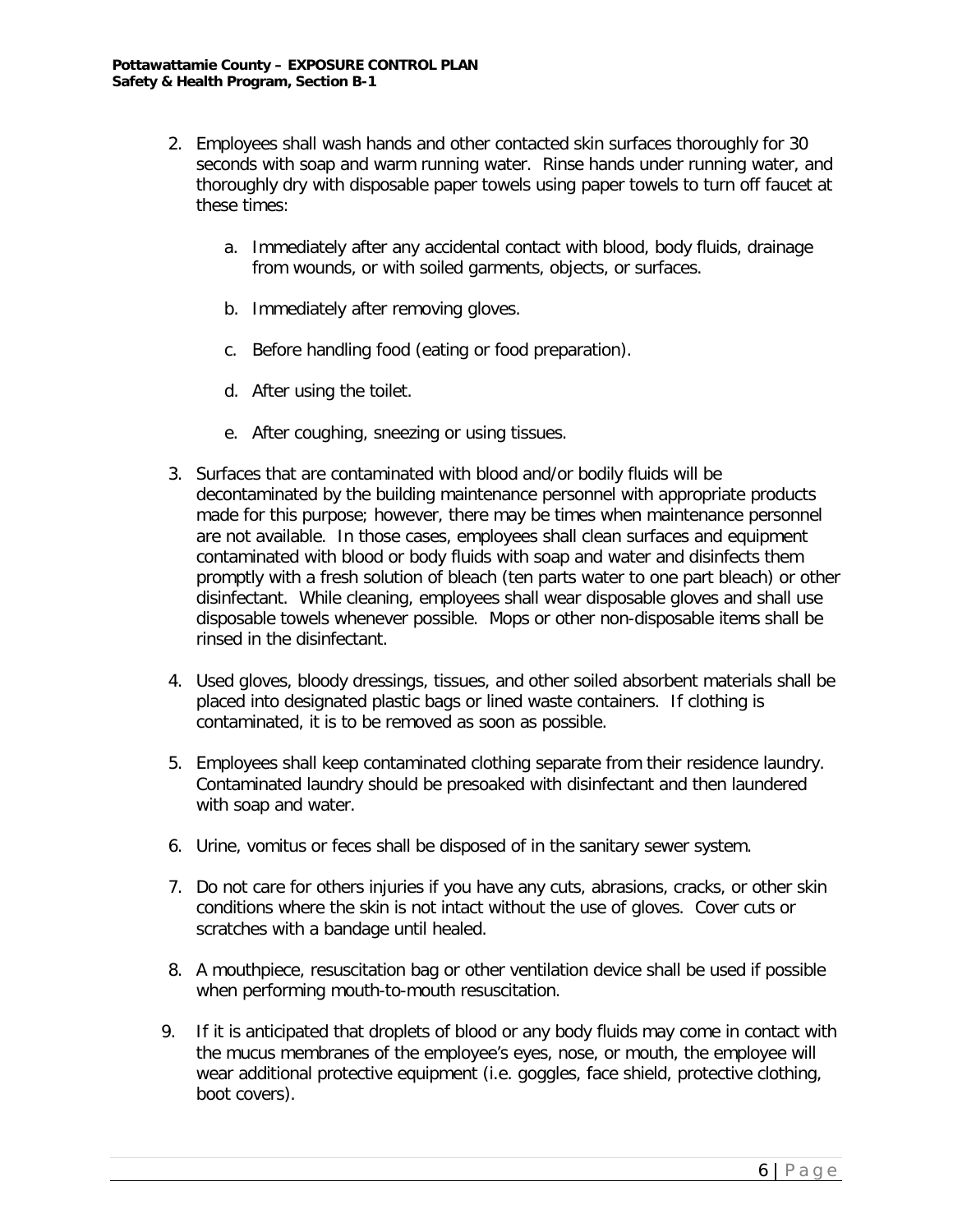2. Employees shall wash hands and other contacted skin surfaces thoroughly for 30 seconds with soap and warm running water. Rinse hands under running water, and thoroughly dry with disposable paper towels using paper towels to turn off faucet at these times:

    a. Immediately after any accidental contact with blood, body fluids, drainage from wounds, or with soiled garments, objects, or surfaces.

    b. Immediately after removing gloves.

    c. Before handling food (eating or food preparation).

    d. After using the toilet.

    e. After coughing, sneezing or using tissues.

3. Surfaces that are contaminated with blood and/or bodily fluids will be decontaminated by the building maintenance personnel with appropriate products made for this purpose; however, there may be times when maintenance personnel are not available. In those cases, employees shall clean surfaces and equipment contaminated with blood or body fluids with soap and water and disinfects them promptly with a fresh solution of bleach (ten parts water to one part bleach) or other disinfectant. While cleaning, employees shall wear disposable gloves and shall use disposable towels whenever possible. Mops or other non-disposable items shall be rinsed in the disinfectant.

4. Used gloves, bloody dressings, tissues, and other soiled absorbent materials shall be placed into designated plastic bags or lined waste containers. If clothing is contaminated, it is to be removed as soon as possible.

5. Employees shall keep contaminated clothing separate from their residence laundry. Contaminated laundry should be presoaked with disinfectant and then laundered with soap and water.

6. Urine, vomitus or feces shall be disposed of in the sanitary sewer system.

7. Do not care for others injuries if you have any cuts, abrasions, cracks, or other skin conditions where the skin is not intact without the use of gloves. Cover cuts or scratches with a bandage until healed.

8. A mouthpiece, resuscitation bag or other ventilation device shall be used if possible when performing mouth-to-mouth resuscitation.

9. If it is anticipated that droplets of blood or any body fluids may come in contact with the mucus membranes of the employee's eyes, nose, or mouth, the employee will wear additional protective equipment (i.e. goggles, face shield, protective clothing, boot covers).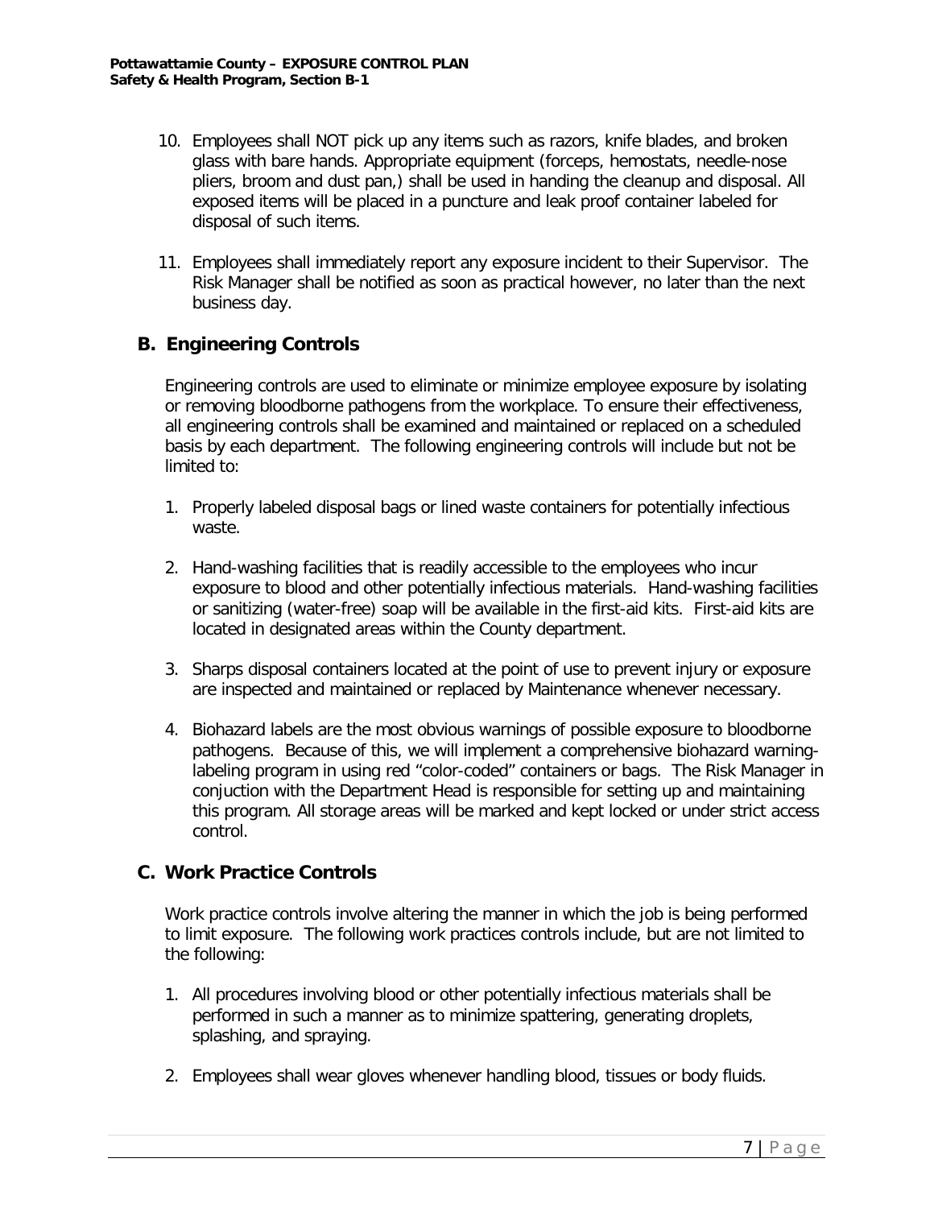10. Employees shall NOT pick up any items such as razors, knife blades, and broken glass with bare hands. Appropriate equipment (forceps, hemostats, needle-nose pliers, broom and dust pan,) shall be used in handing the cleanup and disposal. All exposed items will be placed in a puncture and leak proof container labeled for disposal of such items.

11. Employees shall immediately report any exposure incident to their Supervisor. The Risk Manager shall be notified as soon as practical however, no later than the next business day.

## B. Engineering Controls

Engineering controls are used to eliminate or minimize employee exposure by isolating or removing bloodborne pathogens from the workplace. To ensure their effectiveness, all engineering controls shall be examined and maintained or replaced on a scheduled basis by each department. The following engineering controls will include but not be limited to:

1. Properly labeled disposal bags or lined waste containers for potentially infectious waste.

2. Hand-washing facilities that is readily accessible to the employees who incur exposure to blood and other potentially infectious materials. Hand-washing facilities or sanitizing (water-free) soap will be available in the first-aid kits. First-aid kits are located in designated areas within the County department.

3. Sharps disposal containers located at the point of use to prevent injury or exposure are inspected and maintained or replaced by Maintenance whenever necessary.

4. Biohazard labels are the most obvious warnings of possible exposure to bloodborne pathogens. Because of this, we will implement a comprehensive biohazard warning-labeling program in using red "color-coded" containers or bags. The Risk Manager in conjuction with the Department Head is responsible for setting up and maintaining this program. All storage areas will be marked and kept locked or under strict access control.

## C. Work Practice Controls

Work practice controls involve altering the manner in which the job is being performed to limit exposure. The following work practices controls include, but are not limited to the following:

1. All procedures involving blood or other potentially infectious materials shall be performed in such a manner as to minimize spattering, generating droplets, splashing, and spraying.

2. Employees shall wear gloves whenever handling blood, tissues or body fluids.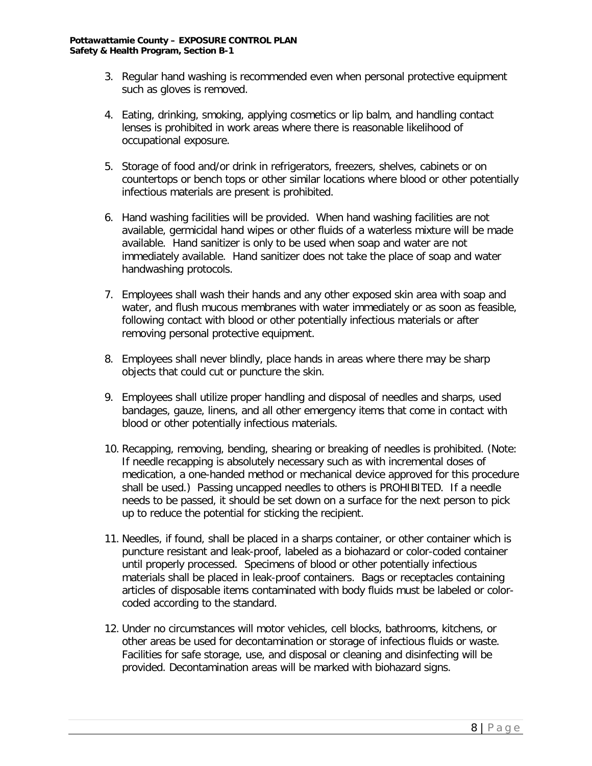3. Regular hand washing is recommended even when personal protective equipment such as gloves is removed.

4. Eating, drinking, smoking, applying cosmetics or lip balm, and handling contact lenses is prohibited in work areas where there is reasonable likelihood of occupational exposure.

5. Storage of food and/or drink in refrigerators, freezers, shelves, cabinets or on countertops or bench tops or other similar locations where blood or other potentially infectious materials are present is prohibited.

6. Hand washing facilities will be provided. When hand washing facilities are not available, germicidal hand wipes or other fluids of a waterless mixture will be made available. Hand sanitizer is only to be used when soap and water are not immediately available. Hand sanitizer does not take the place of soap and water handwashing protocols.

7. Employees shall wash their hands and any other exposed skin area with soap and water, and flush mucous membranes with water immediately or as soon as feasible, following contact with blood or other potentially infectious materials or after removing personal protective equipment.

8. Employees shall never blindly, place hands in areas where there may be sharp objects that could cut or puncture the skin.

9. Employees shall utilize proper handling and disposal of needles and sharps, used bandages, gauze, linens, and all other emergency items that come in contact with blood or other potentially infectious materials.

10. Recapping, removing, bending, shearing or breaking of needles is prohibited. (Note: If needle recapping is absolutely necessary such as with incremental doses of medication, a one-handed method or mechanical device approved for this procedure shall be used.) Passing uncapped needles to others is PROHIBITED. If a needle needs to be passed, it should be set down on a surface for the next person to pick up to reduce the potential for sticking the recipient.

11. Needles, if found, shall be placed in a sharps container, or other container which is puncture resistant and leak-proof, labeled as a biohazard or color-coded container until properly processed. Specimens of blood or other potentially infectious materials shall be placed in leak-proof containers. Bags or receptacles containing articles of disposable items contaminated with body fluids must be labeled or color-coded according to the standard.

12. Under no circumstances will motor vehicles, cell blocks, bathrooms, kitchens, or other areas be used for decontamination or storage of infectious fluids or waste. Facilities for safe storage, use, and disposal or cleaning and disinfecting will be provided. Decontamination areas will be marked with biohazard signs.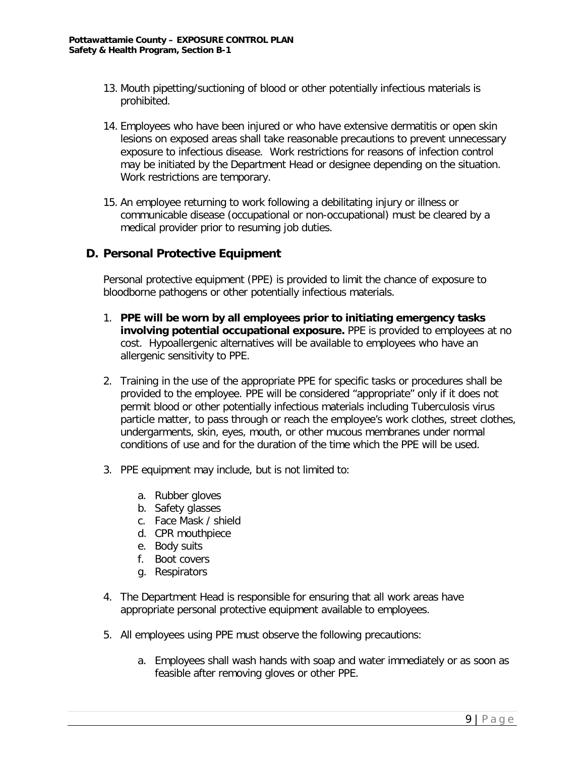13. Mouth pipetting/suctioning of blood or other potentially infectious materials is prohibited.

14. Employees who have been injured or who have extensive dermatitis or open skin lesions on exposed areas shall take reasonable precautions to prevent unnecessary exposure to infectious disease. Work restrictions for reasons of infection control may be initiated by the Department Head or designee depending on the situation. Work restrictions are temporary.

15. An employee returning to work following a debilitating injury or illness or communicable disease (occupational or non-occupational) must be cleared by a medical provider prior to resuming job duties.

## D. Personal Protective Equipment

Personal protective equipment (PPE) is provided to limit the chance of exposure to bloodborne pathogens or other potentially infectious materials.

1. **PPE will be worn by all employees prior to initiating emergency tasks involving potential occupational exposure.** PPE is provided to employees at no cost. Hypoallergenic alternatives will be available to employees who have an allergenic sensitivity to PPE.

2. Training in the use of the appropriate PPE for specific tasks or procedures shall be provided to the employee. PPE will be considered "appropriate" only if it does not permit blood or other potentially infectious materials including Tuberculosis virus particle matter, to pass through or reach the employee's work clothes, street clothes, undergarments, skin, eyes, mouth, or other mucous membranes under normal conditions of use and for the duration of the time which the PPE will be used.

3. PPE equipment may include, but is not limited to:

    a. Rubber gloves
    b. Safety glasses
    c. Face Mask / shield
    d. CPR mouthpiece
    e. Body suits
    f. Boot covers
    g. Respirators

4. The Department Head is responsible for ensuring that all work areas have appropriate personal protective equipment available to employees.

5. All employees using PPE must observe the following precautions:

    a. Employees shall wash hands with soap and water immediately or as soon as feasible after removing gloves or other PPE.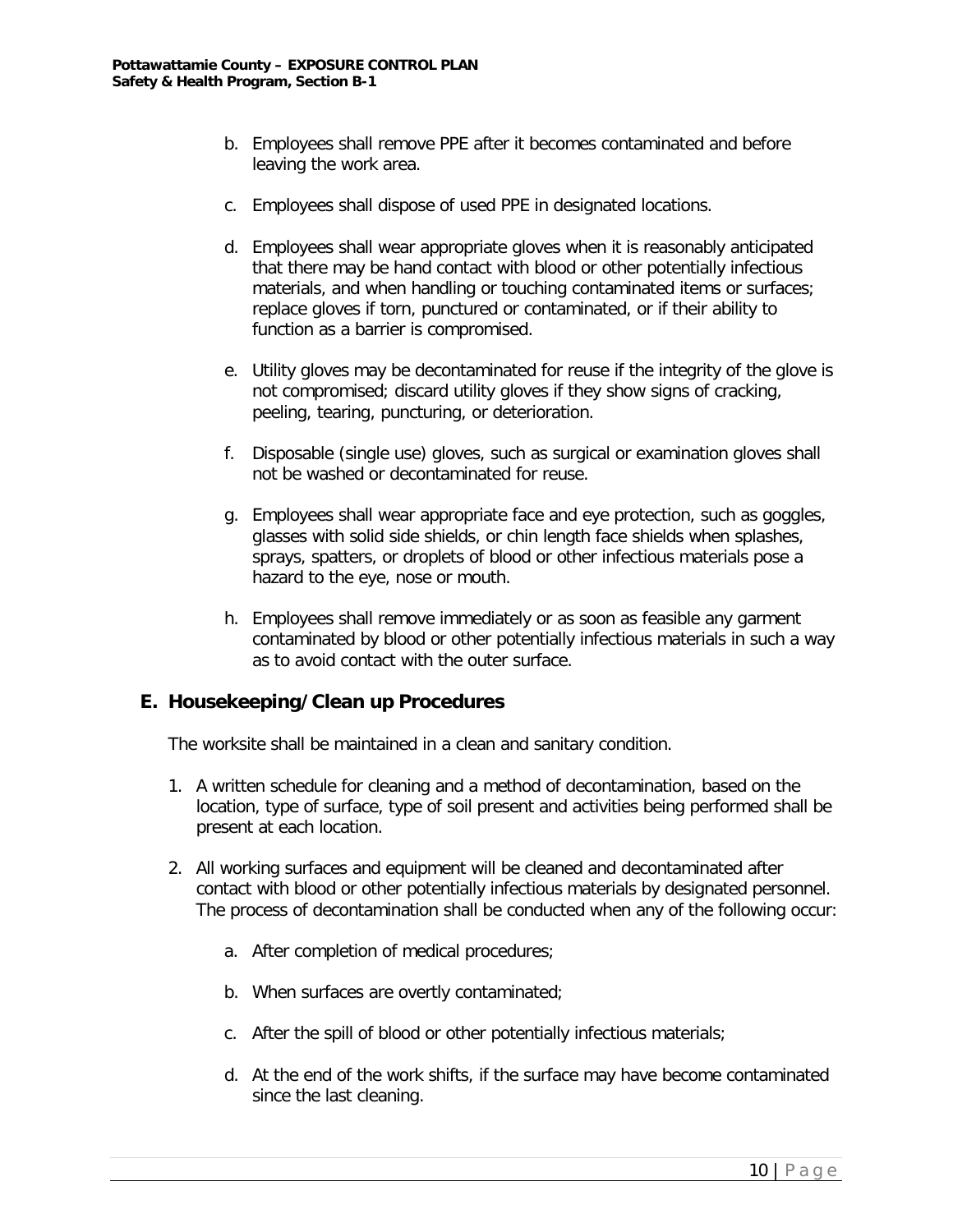b. Employees shall remove PPE after it becomes contaminated and before leaving the work area.

c. Employees shall dispose of used PPE in designated locations.

d. Employees shall wear appropriate gloves when it is reasonably anticipated that there may be hand contact with blood or other potentially infectious materials, and when handling or touching contaminated items or surfaces; replace gloves if torn, punctured or contaminated, or if their ability to function as a barrier is compromised.

e. Utility gloves may be decontaminated for reuse if the integrity of the glove is not compromised; discard utility gloves if they show signs of cracking, peeling, tearing, puncturing, or deterioration.

f. Disposable (single use) gloves, such as surgical or examination gloves shall not be washed or decontaminated for reuse.

g. Employees shall wear appropriate face and eye protection, such as goggles, glasses with solid side shields, or chin length face shields when splashes, sprays, spatters, or droplets of blood or other infectious materials pose a hazard to the eye, nose or mouth.

h. Employees shall remove immediately or as soon as feasible any garment contaminated by blood or other potentially infectious materials in such a way as to avoid contact with the outer surface.

## E. Housekeeping/Clean up Procedures

The worksite shall be maintained in a clean and sanitary condition.

1. A written schedule for cleaning and a method of decontamination, based on the location, type of surface, type of soil present and activities being performed shall be present at each location.

2. All working surfaces and equipment will be cleaned and decontaminated after contact with blood or other potentially infectious materials by designated personnel. The process of decontamination shall be conducted when any of the following occur:

   a. After completion of medical procedures;

   b. When surfaces are overtly contaminated;

   c. After the spill of blood or other potentially infectious materials;

   d. At the end of the work shifts, if the surface may have become contaminated since the last cleaning.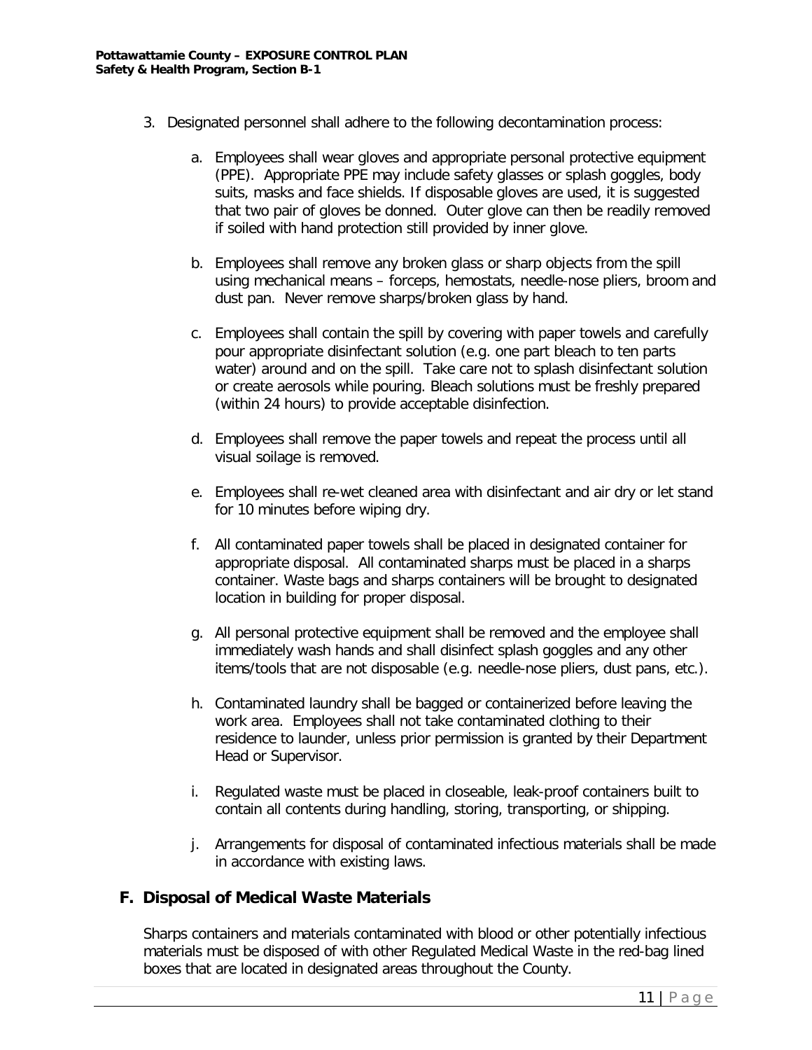3. Designated personnel shall adhere to the following decontamination process:

    a. Employees shall wear gloves and appropriate personal protective equipment (PPE). Appropriate PPE may include safety glasses or splash goggles, body suits, masks and face shields. If disposable gloves are used, it is suggested that two pair of gloves be donned. Outer glove can then be readily removed if soiled with hand protection still provided by inner glove.

    b. Employees shall remove any broken glass or sharp objects from the spill using mechanical means – forceps, hemostats, needle-nose pliers, broom and dust pan. Never remove sharps/broken glass by hand.

    c. Employees shall contain the spill by covering with paper towels and carefully pour appropriate disinfectant solution (e.g. one part bleach to ten parts water) around and on the spill. Take care not to splash disinfectant solution or create aerosols while pouring. Bleach solutions must be freshly prepared (within 24 hours) to provide acceptable disinfection.

    d. Employees shall remove the paper towels and repeat the process until all visual soilage is removed.

    e. Employees shall re-wet cleaned area with disinfectant and air dry or let stand for 10 minutes before wiping dry.

    f. All contaminated paper towels shall be placed in designated container for appropriate disposal. All contaminated sharps must be placed in a sharps container. Waste bags and sharps containers will be brought to designated location in building for proper disposal.

    g. All personal protective equipment shall be removed and the employee shall immediately wash hands and shall disinfect splash goggles and any other items/tools that are not disposable (e.g. needle-nose pliers, dust pans, etc.).

    h. Contaminated laundry shall be bagged or containerized before leaving the work area. Employees shall not take contaminated clothing to their residence to launder, unless prior permission is granted by their Department Head or Supervisor.

    i. Regulated waste must be placed in closeable, leak-proof containers built to contain all contents during handling, storing, transporting, or shipping.

    j. Arrangements for disposal of contaminated infectious materials shall be made in accordance with existing laws.

## F. Disposal of Medical Waste Materials

Sharps containers and materials contaminated with blood or other potentially infectious materials must be disposed of with other Regulated Medical Waste in the red-bag lined boxes that are located in designated areas throughout the County.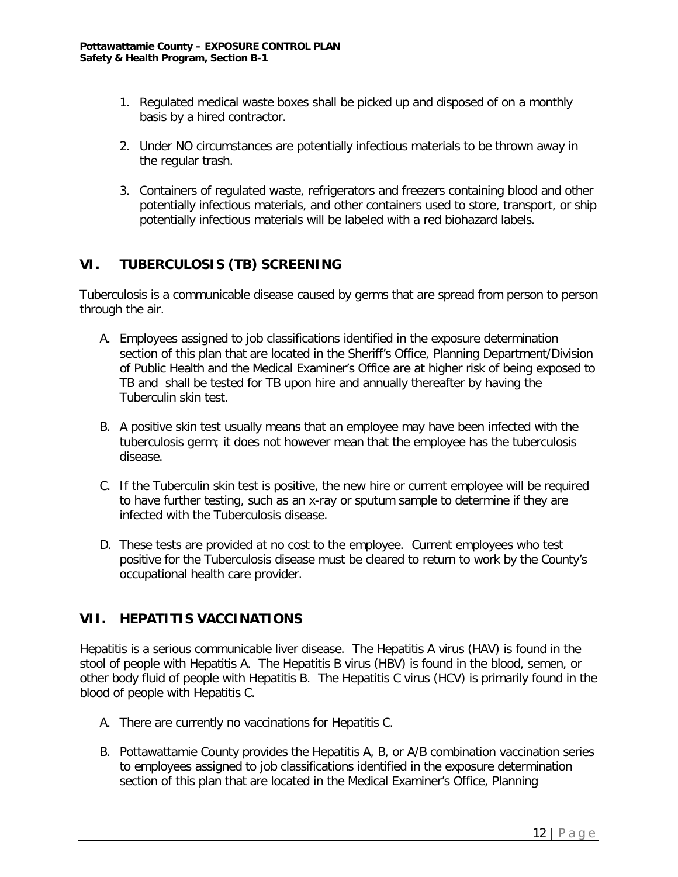1. Regulated medical waste boxes shall be picked up and disposed of on a monthly basis by a hired contractor.

2. Under NO circumstances are potentially infectious materials to be thrown away in the regular trash.

3. Containers of regulated waste, refrigerators and freezers containing blood and other potentially infectious materials, and other containers used to store, transport, or ship potentially infectious materials will be labeled with a red biohazard labels.

## VI. TUBERCULOSIS (TB) SCREENING

Tuberculosis is a communicable disease caused by germs that are spread from person to person through the air.

A. Employees assigned to job classifications identified in the exposure determination section of this plan that are located in the Sheriff's Office, Planning Department/Division of Public Health and the Medical Examiner's Office are at higher risk of being exposed to TB and shall be tested for TB upon hire and annually thereafter by having the Tuberculin skin test.

B. A positive skin test usually means that an employee may have been infected with the tuberculosis germ; it does not however mean that the employee has the tuberculosis disease.

C. If the Tuberculin skin test is positive, the new hire or current employee will be required to have further testing, such as an x-ray or sputum sample to determine if they are infected with the Tuberculosis disease.

D. These tests are provided at no cost to the employee. Current employees who test positive for the Tuberculosis disease must be cleared to return to work by the County's occupational health care provider.

## VII. HEPATITIS VACCINATIONS

Hepatitis is a serious communicable liver disease. The Hepatitis A virus (HAV) is found in the stool of people with Hepatitis A. The Hepatitis B virus (HBV) is found in the blood, semen, or other body fluid of people with Hepatitis B. The Hepatitis C virus (HCV) is primarily found in the blood of people with Hepatitis C.

A. There are currently no vaccinations for Hepatitis C.

B. Pottawattamie County provides the Hepatitis A, B, or A/B combination vaccination series to employees assigned to job classifications identified in the exposure determination section of this plan that are located in the Medical Examiner's Office, Planning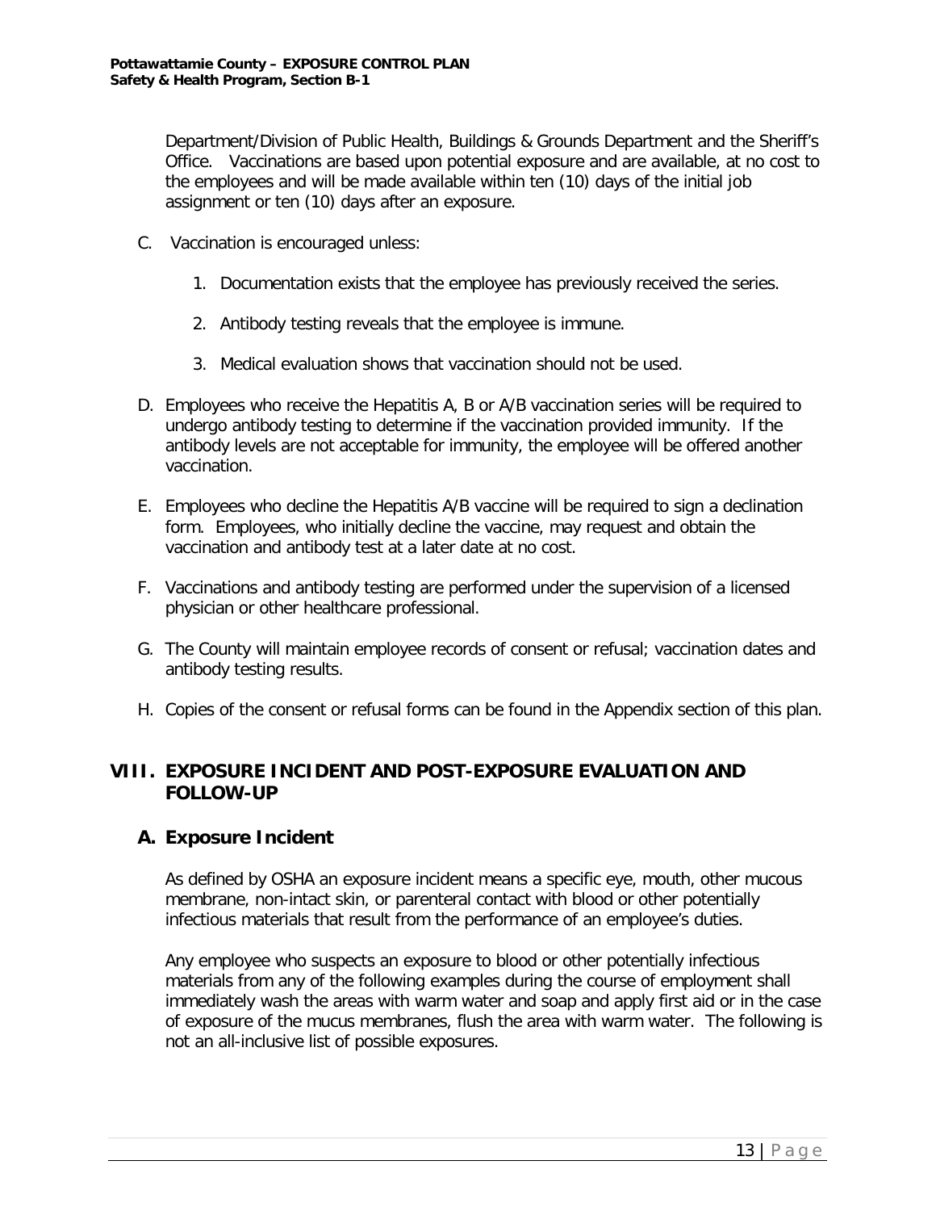Department/Division of Public Health, Buildings & Grounds Department and the Sheriff's Office. Vaccinations are based upon potential exposure and are available, at no cost to the employees and will be made available within ten (10) days of the initial job assignment or ten (10) days after an exposure.

C. Vaccination is encouraged unless:

   1. Documentation exists that the employee has previously received the series.

   2. Antibody testing reveals that the employee is immune.

   3. Medical evaluation shows that vaccination should not be used.

D. Employees who receive the Hepatitis A, B or A/B vaccination series will be required to undergo antibody testing to determine if the vaccination provided immunity. If the antibody levels are not acceptable for immunity, the employee will be offered another vaccination.

E. Employees who decline the Hepatitis A/B vaccine will be required to sign a declination form. Employees, who initially decline the vaccine, may request and obtain the vaccination and antibody test at a later date at no cost.

F. Vaccinations and antibody testing are performed under the supervision of a licensed physician or other healthcare professional.

G. The County will maintain employee records of consent or refusal; vaccination dates and antibody testing results.

H. Copies of the consent or refusal forms can be found in the Appendix section of this plan.

## VIII. EXPOSURE INCIDENT AND POST-EXPOSURE EVALUATION AND FOLLOW-UP

### A. Exposure Incident

As defined by OSHA an exposure incident means a specific eye, mouth, other mucous membrane, non-intact skin, or parenteral contact with blood or other potentially infectious materials that result from the performance of an employee's duties.

Any employee who suspects an exposure to blood or other potentially infectious materials from any of the following examples during the course of employment shall immediately wash the areas with warm water and soap and apply first aid or in the case of exposure of the mucus membranes, flush the area with warm water. The following is not an all-inclusive list of possible exposures.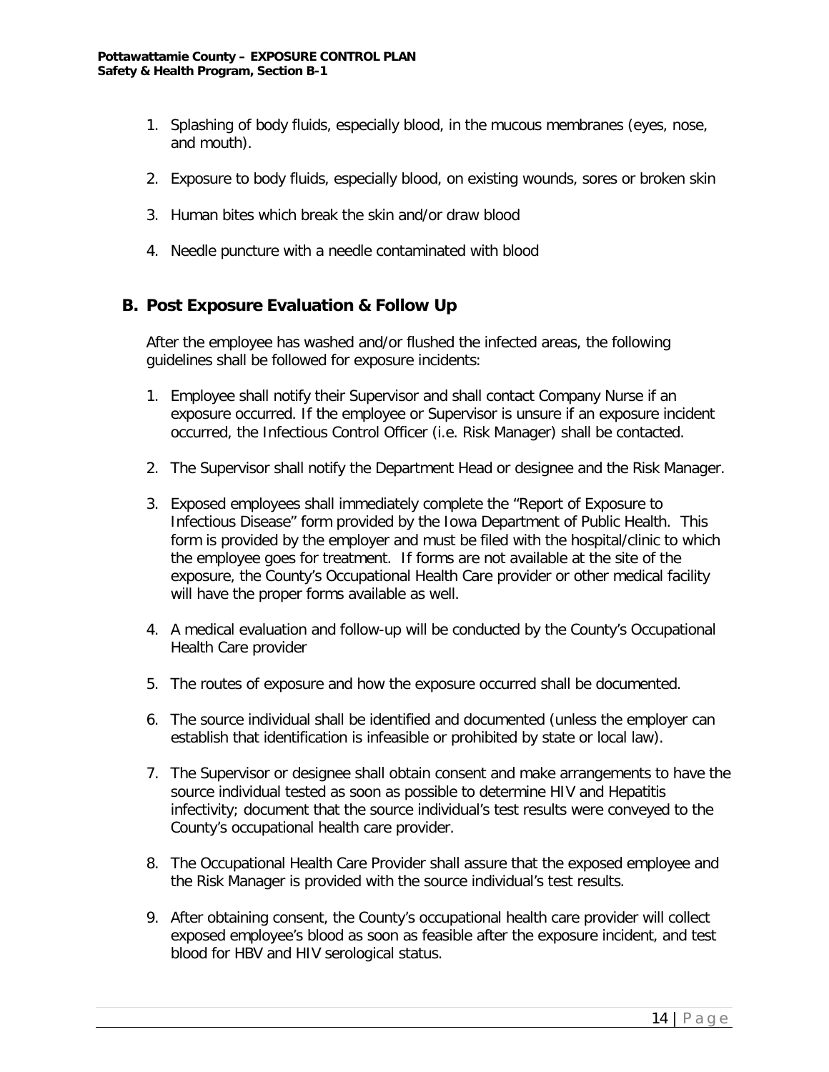1. Splashing of body fluids, especially blood, in the mucous membranes (eyes, nose, and mouth).

2. Exposure to body fluids, especially blood, on existing wounds, sores or broken skin

3. Human bites which break the skin and/or draw blood

4. Needle puncture with a needle contaminated with blood

## B. Post Exposure Evaluation & Follow Up

After the employee has washed and/or flushed the infected areas, the following guidelines shall be followed for exposure incidents:

1. Employee shall notify their Supervisor and shall contact Company Nurse if an exposure occurred. If the employee or Supervisor is unsure if an exposure incident occurred, the Infectious Control Officer (i.e. Risk Manager) shall be contacted.

2. The Supervisor shall notify the Department Head or designee and the Risk Manager.

3. Exposed employees shall immediately complete the "Report of Exposure to Infectious Disease" form provided by the Iowa Department of Public Health. This form is provided by the employer and must be filed with the hospital/clinic to which the employee goes for treatment. If forms are not available at the site of the exposure, the County's Occupational Health Care provider or other medical facility will have the proper forms available as well.

4. A medical evaluation and follow-up will be conducted by the County's Occupational Health Care provider

5. The routes of exposure and how the exposure occurred shall be documented.

6. The source individual shall be identified and documented (unless the employer can establish that identification is infeasible or prohibited by state or local law).

7. The Supervisor or designee shall obtain consent and make arrangements to have the source individual tested as soon as possible to determine HIV and Hepatitis infectivity; document that the source individual's test results were conveyed to the County's occupational health care provider.

8. The Occupational Health Care Provider shall assure that the exposed employee and the Risk Manager is provided with the source individual's test results.

9. After obtaining consent, the County's occupational health care provider will collect exposed employee's blood as soon as feasible after the exposure incident, and test blood for HBV and HIV serological status.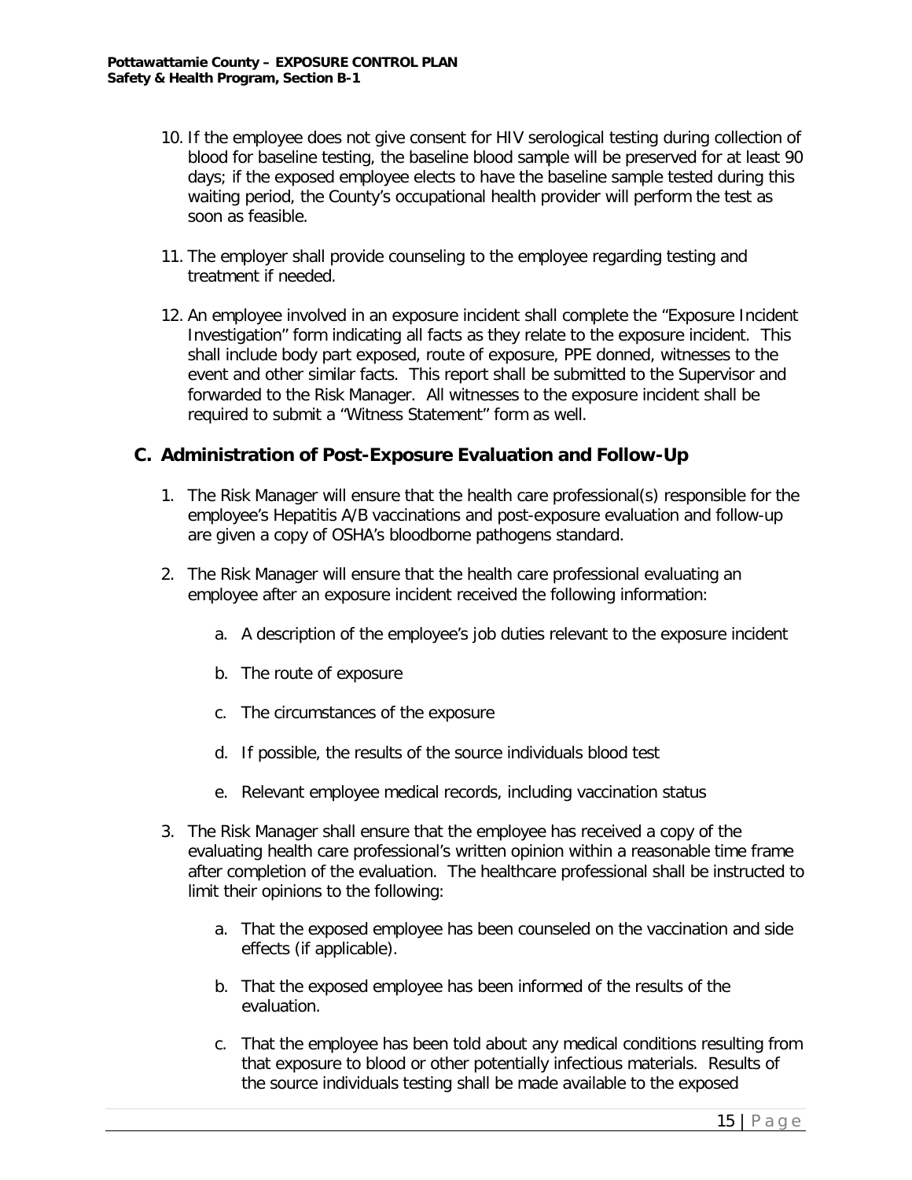10. If the employee does not give consent for HIV serological testing during collection of blood for baseline testing, the baseline blood sample will be preserved for at least 90 days; if the exposed employee elects to have the baseline sample tested during this waiting period, the County's occupational health provider will perform the test as soon as feasible.

11. The employer shall provide counseling to the employee regarding testing and treatment if needed.

12. An employee involved in an exposure incident shall complete the "Exposure Incident Investigation" form indicating all facts as they relate to the exposure incident. This shall include body part exposed, route of exposure, PPE donned, witnesses to the event and other similar facts. This report shall be submitted to the Supervisor and forwarded to the Risk Manager. All witnesses to the exposure incident shall be required to submit a "Witness Statement" form as well.

## C. Administration of Post-Exposure Evaluation and Follow-Up

1. The Risk Manager will ensure that the health care professional(s) responsible for the employee's Hepatitis A/B vaccinations and post-exposure evaluation and follow-up are given a copy of OSHA's bloodborne pathogens standard.

2. The Risk Manager will ensure that the health care professional evaluating an employee after an exposure incident received the following information:

   a. A description of the employee's job duties relevant to the exposure incident

   b. The route of exposure

   c. The circumstances of the exposure

   d. If possible, the results of the source individuals blood test

   e. Relevant employee medical records, including vaccination status

3. The Risk Manager shall ensure that the employee has received a copy of the evaluating health care professional's written opinion within a reasonable time frame after completion of the evaluation. The healthcare professional shall be instructed to limit their opinions to the following:

   a. That the exposed employee has been counseled on the vaccination and side effects (if applicable).

   b. That the exposed employee has been informed of the results of the evaluation.

   c. That the employee has been told about any medical conditions resulting from that exposure to blood or other potentially infectious materials. Results of the source individuals testing shall be made available to the exposed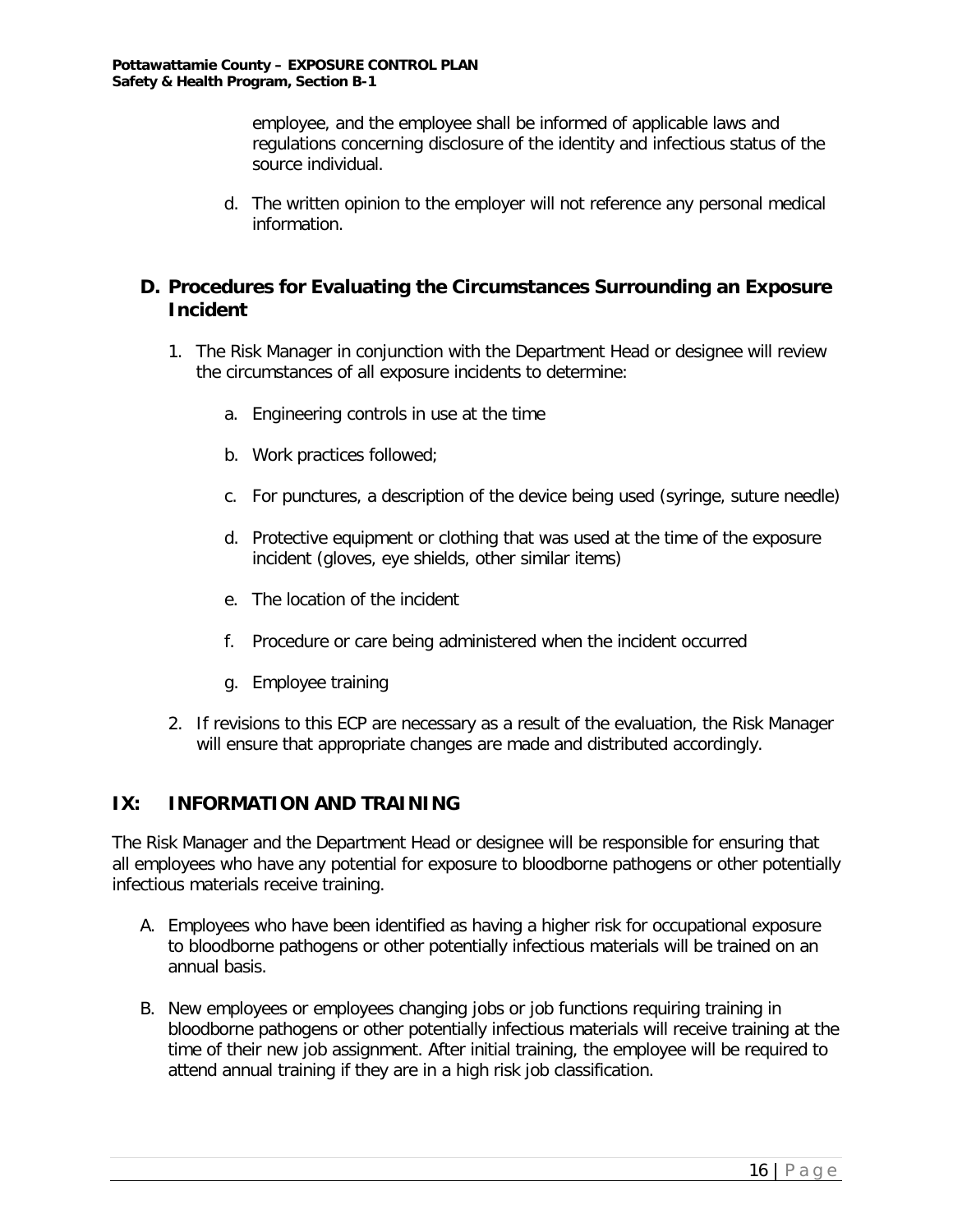employee, and the employee shall be informed of applicable laws and regulations concerning disclosure of the identity and infectious status of the source individual.

d. The written opinion to the employer will not reference any personal medical information.

## D. Procedures for Evaluating the Circumstances Surrounding an Exposure Incident

1. The Risk Manager in conjunction with the Department Head or designee will review the circumstances of all exposure incidents to determine:

    a. Engineering controls in use at the time

    b. Work practices followed;

    c. For punctures, a description of the device being used (syringe, suture needle)

    d. Protective equipment or clothing that was used at the time of the exposure incident (gloves, eye shields, other similar items)

    e. The location of the incident

    f. Procedure or care being administered when the incident occurred

    g. Employee training

2. If revisions to this ECP are necessary as a result of the evaluation, the Risk Manager will ensure that appropriate changes are made and distributed accordingly.

# IX: INFORMATION AND TRAINING

The Risk Manager and the Department Head or designee will be responsible for ensuring that all employees who have any potential for exposure to bloodborne pathogens or other potentially infectious materials receive training.

A. Employees who have been identified as having a higher risk for occupational exposure to bloodborne pathogens or other potentially infectious materials will be trained on an annual basis.

B. New employees or employees changing jobs or job functions requiring training in bloodborne pathogens or other potentially infectious materials will receive training at the time of their new job assignment. After initial training, the employee will be required to attend annual training if they are in a high risk job classification.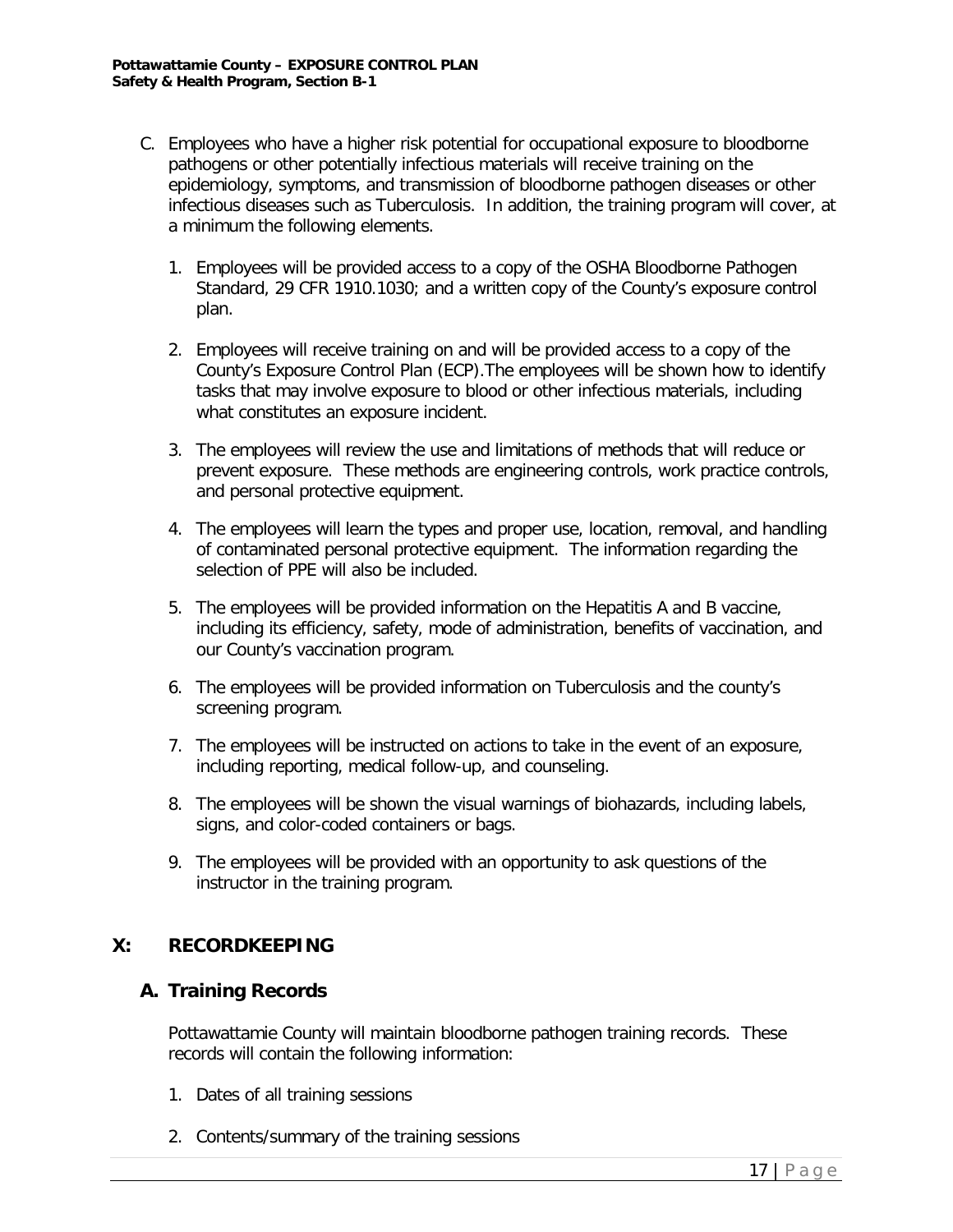C. Employees who have a higher risk potential for occupational exposure to bloodborne pathogens or other potentially infectious materials will receive training on the epidemiology, symptoms, and transmission of bloodborne pathogen diseases or other infectious diseases such as Tuberculosis. In addition, the training program will cover, at a minimum the following elements.

   1. Employees will be provided access to a copy of the OSHA Bloodborne Pathogen Standard, 29 CFR 1910.1030; and a written copy of the County's exposure control plan.

   2. Employees will receive training on and will be provided access to a copy of the County's Exposure Control Plan (ECP).The employees will be shown how to identify tasks that may involve exposure to blood or other infectious materials, including what constitutes an exposure incident.

   3. The employees will review the use and limitations of methods that will reduce or prevent exposure. These methods are engineering controls, work practice controls, and personal protective equipment.

   4. The employees will learn the types and proper use, location, removal, and handling of contaminated personal protective equipment. The information regarding the selection of PPE will also be included.

   5. The employees will be provided information on the Hepatitis A and B vaccine, including its efficiency, safety, mode of administration, benefits of vaccination, and our County's vaccination program.

   6. The employees will be provided information on Tuberculosis and the county's screening program.

   7. The employees will be instructed on actions to take in the event of an exposure, including reporting, medical follow-up, and counseling.

   8. The employees will be shown the visual warnings of biohazards, including labels, signs, and color-coded containers or bags.

   9. The employees will be provided with an opportunity to ask questions of the instructor in the training program.

## X: RECORDKEEPING

### A. Training Records

Pottawattamie County will maintain bloodborne pathogen training records. These records will contain the following information:

1. Dates of all training sessions

2. Contents/summary of the training sessions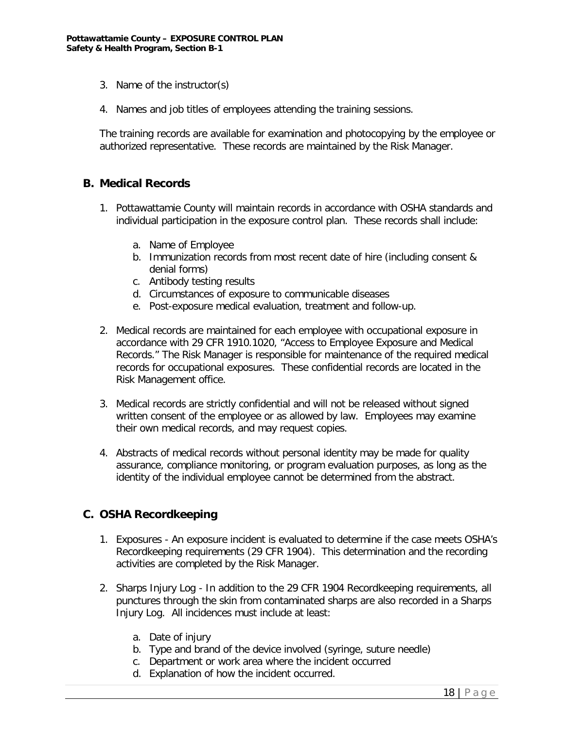3. Name of the instructor(s)

4. Names and job titles of employees attending the training sessions.

The training records are available for examination and photocopying by the employee or authorized representative. These records are maintained by the Risk Manager.

## B. Medical Records

1. Pottawattamie County will maintain records in accordance with OSHA standards and individual participation in the exposure control plan. These records shall include:

   a. Name of Employee
   b. Immunization records from most recent date of hire (including consent & denial forms)
   c. Antibody testing results
   d. Circumstances of exposure to communicable diseases
   e. Post-exposure medical evaluation, treatment and follow-up.

2. Medical records are maintained for each employee with occupational exposure in accordance with 29 CFR 1910.1020, "Access to Employee Exposure and Medical Records." The Risk Manager is responsible for maintenance of the required medical records for occupational exposures. These confidential records are located in the Risk Management office.

3. Medical records are strictly confidential and will not be released without signed written consent of the employee or as allowed by law. Employees may examine their own medical records, and may request copies.

4. Abstracts of medical records without personal identity may be made for quality assurance, compliance monitoring, or program evaluation purposes, as long as the identity of the individual employee cannot be determined from the abstract.

## C. OSHA Recordkeeping

1. Exposures - An exposure incident is evaluated to determine if the case meets OSHA's Recordkeeping requirements (29 CFR 1904). This determination and the recording activities are completed by the Risk Manager.

2. Sharps Injury Log - In addition to the 29 CFR 1904 Recordkeeping requirements, all punctures through the skin from contaminated sharps are also recorded in a Sharps Injury Log. All incidences must include at least:

   a. Date of injury
   b. Type and brand of the device involved (syringe, suture needle)
   c. Department or work area where the incident occurred
   d. Explanation of how the incident occurred.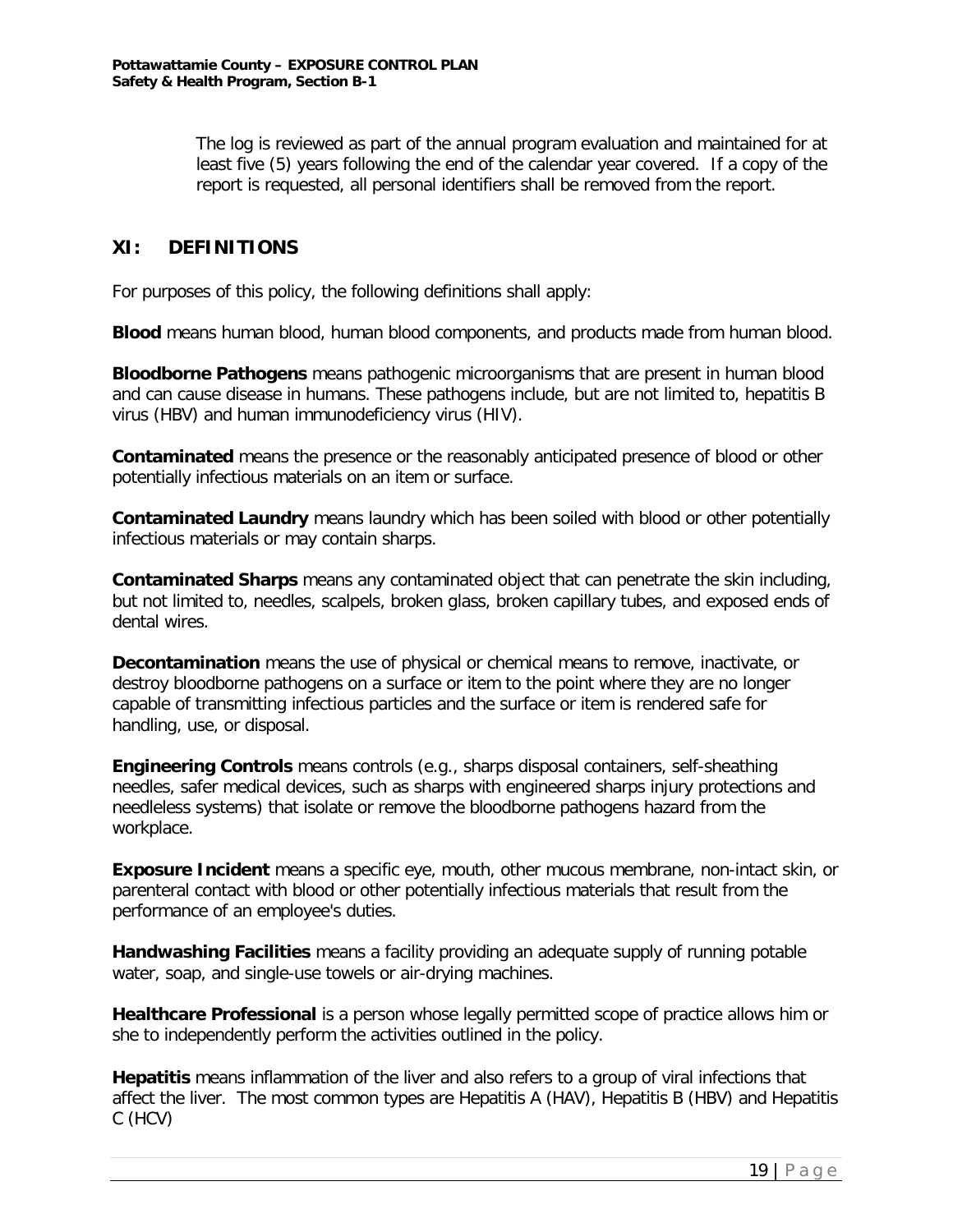The log is reviewed as part of the annual program evaluation and maintained for at least five (5) years following the end of the calendar year covered. If a copy of the report is requested, all personal identifiers shall be removed from the report.

## XI: DEFINITIONS

For purposes of this policy, the following definitions shall apply:

**Blood** means human blood, human blood components, and products made from human blood.

**Bloodborne Pathogens** means pathogenic microorganisms that are present in human blood and can cause disease in humans. These pathogens include, but are not limited to, hepatitis B virus (HBV) and human immunodeficiency virus (HIV).

**Contaminated** means the presence or the reasonably anticipated presence of blood or other potentially infectious materials on an item or surface.

**Contaminated Laundry** means laundry which has been soiled with blood or other potentially infectious materials or may contain sharps.

**Contaminated Sharps** means any contaminated object that can penetrate the skin including, but not limited to, needles, scalpels, broken glass, broken capillary tubes, and exposed ends of dental wires.

**Decontamination** means the use of physical or chemical means to remove, inactivate, or destroy bloodborne pathogens on a surface or item to the point where they are no longer capable of transmitting infectious particles and the surface or item is rendered safe for handling, use, or disposal.

**Engineering Controls** means controls (e.g., sharps disposal containers, self-sheathing needles, safer medical devices, such as sharps with engineered sharps injury protections and needleless systems) that isolate or remove the bloodborne pathogens hazard from the workplace.

**Exposure Incident** means a specific eye, mouth, other mucous membrane, non-intact skin, or parenteral contact with blood or other potentially infectious materials that result from the performance of an employee's duties.

**Handwashing Facilities** means a facility providing an adequate supply of running potable water, soap, and single-use towels or air-drying machines.

**Healthcare Professional** is a person whose legally permitted scope of practice allows him or she to independently perform the activities outlined in the policy.

**Hepatitis** means inflammation of the liver and also refers to a group of viral infections that affect the liver. The most common types are Hepatitis A (HAV), Hepatitis B (HBV) and Hepatitis C (HCV)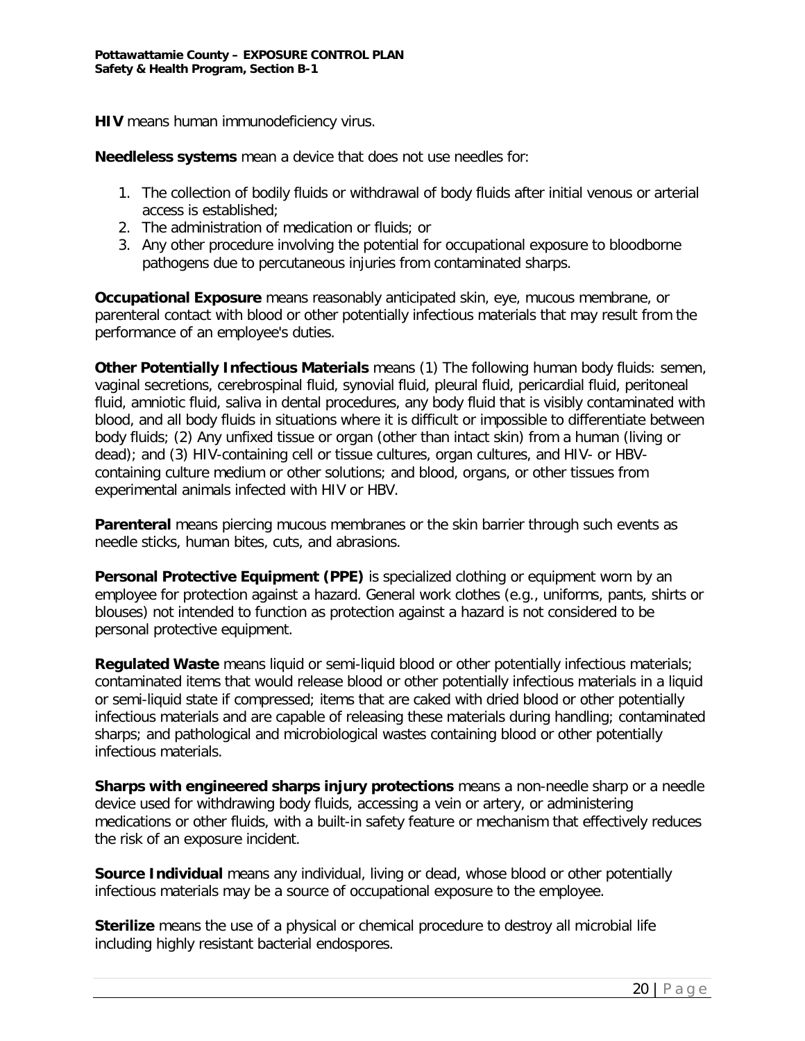**HIV** means human immunodeficiency virus.

**Needleless systems** mean a device that does not use needles for:

1. The collection of bodily fluids or withdrawal of body fluids after initial venous or arterial access is established;
2. The administration of medication or fluids; or
3. Any other procedure involving the potential for occupational exposure to bloodborne pathogens due to percutaneous injuries from contaminated sharps.

**Occupational Exposure** means reasonably anticipated skin, eye, mucous membrane, or parenteral contact with blood or other potentially infectious materials that may result from the performance of an employee's duties.

**Other Potentially Infectious Materials** means (1) The following human body fluids: semen, vaginal secretions, cerebrospinal fluid, synovial fluid, pleural fluid, pericardial fluid, peritoneal fluid, amniotic fluid, saliva in dental procedures, any body fluid that is visibly contaminated with blood, and all body fluids in situations where it is difficult or impossible to differentiate between body fluids; (2) Any unfixed tissue or organ (other than intact skin) from a human (living or dead); and (3) HIV-containing cell or tissue cultures, organ cultures, and HIV- or HBV-containing culture medium or other solutions; and blood, organs, or other tissues from experimental animals infected with HIV or HBV.

**Parenteral** means piercing mucous membranes or the skin barrier through such events as needle sticks, human bites, cuts, and abrasions.

**Personal Protective Equipment (PPE)** is specialized clothing or equipment worn by an employee for protection against a hazard. General work clothes (e.g., uniforms, pants, shirts or blouses) not intended to function as protection against a hazard is not considered to be personal protective equipment.

**Regulated Waste** means liquid or semi-liquid blood or other potentially infectious materials; contaminated items that would release blood or other potentially infectious materials in a liquid or semi-liquid state if compressed; items that are caked with dried blood or other potentially infectious materials and are capable of releasing these materials during handling; contaminated sharps; and pathological and microbiological wastes containing blood or other potentially infectious materials.

**Sharps with engineered sharps injury protections** means a non-needle sharp or a needle device used for withdrawing body fluids, accessing a vein or artery, or administering medications or other fluids, with a built-in safety feature or mechanism that effectively reduces the risk of an exposure incident.

**Source Individual** means any individual, living or dead, whose blood or other potentially infectious materials may be a source of occupational exposure to the employee.

**Sterilize** means the use of a physical or chemical procedure to destroy all microbial life including highly resistant bacterial endospores.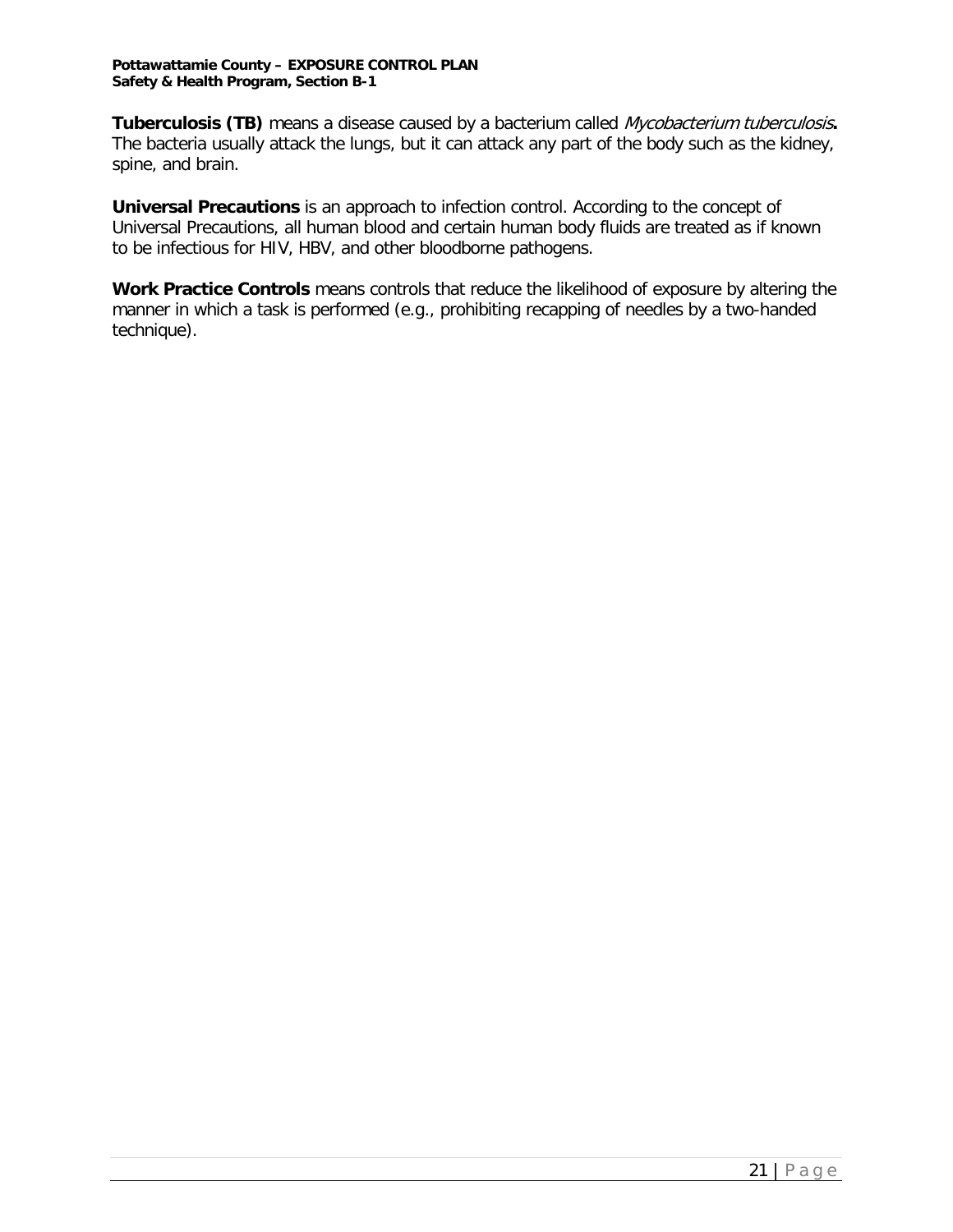**Tuberculosis (TB)** means a disease caused by a bacterium called *Mycobacterium tuberculosis***.** The bacteria usually attack the lungs, but it can attack any part of the body such as the kidney, spine, and brain.

**Universal Precautions** is an approach to infection control. According to the concept of Universal Precautions, all human blood and certain human body fluids are treated as if known to be infectious for HIV, HBV, and other bloodborne pathogens.

**Work Practice Controls** means controls that reduce the likelihood of exposure by altering the manner in which a task is performed (e.g., prohibiting recapping of needles by a two-handed technique).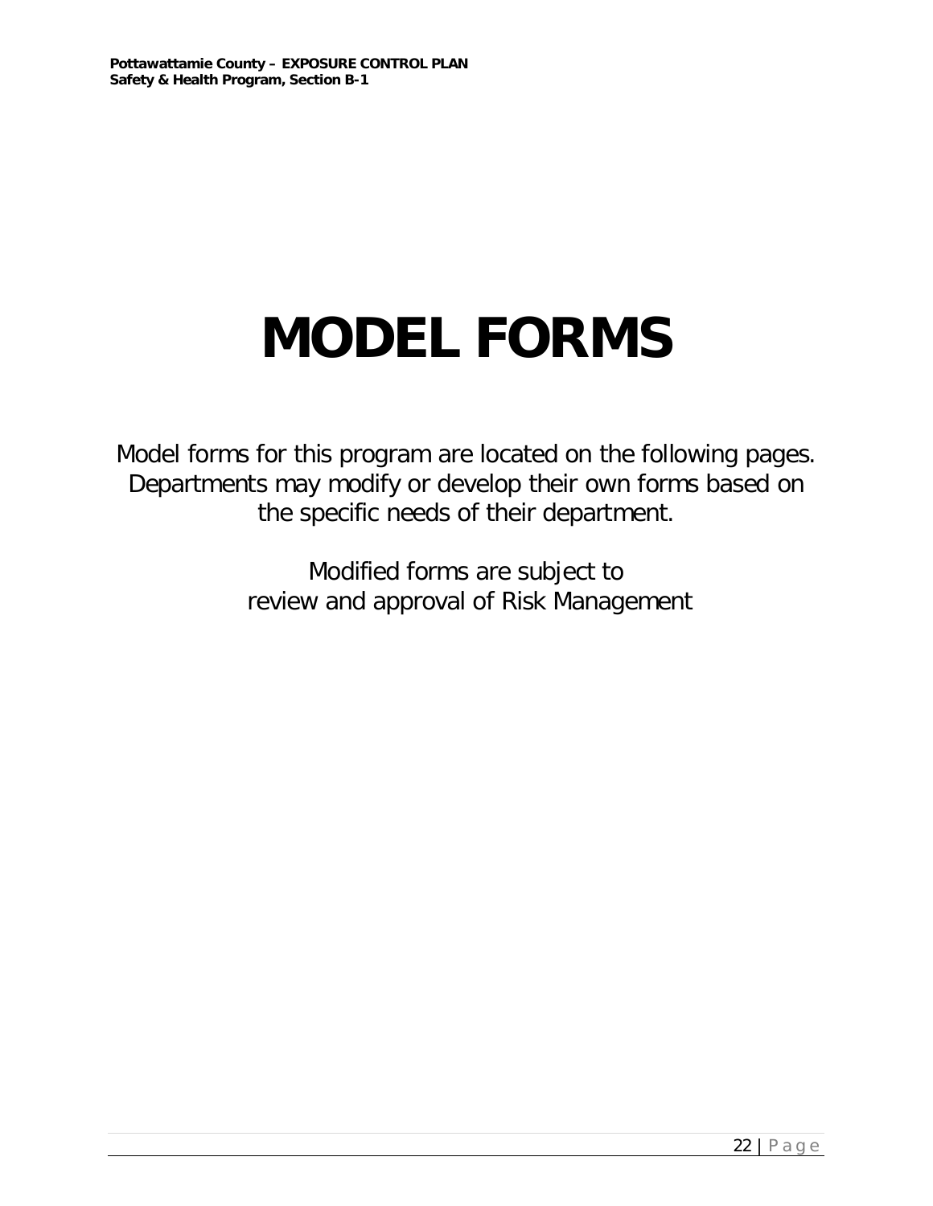# MODEL FORMS

Model forms for this program are located on the following pages. Departments may modify or develop their own forms based on the specific needs of their department.

Modified forms are subject to review and approval of Risk Management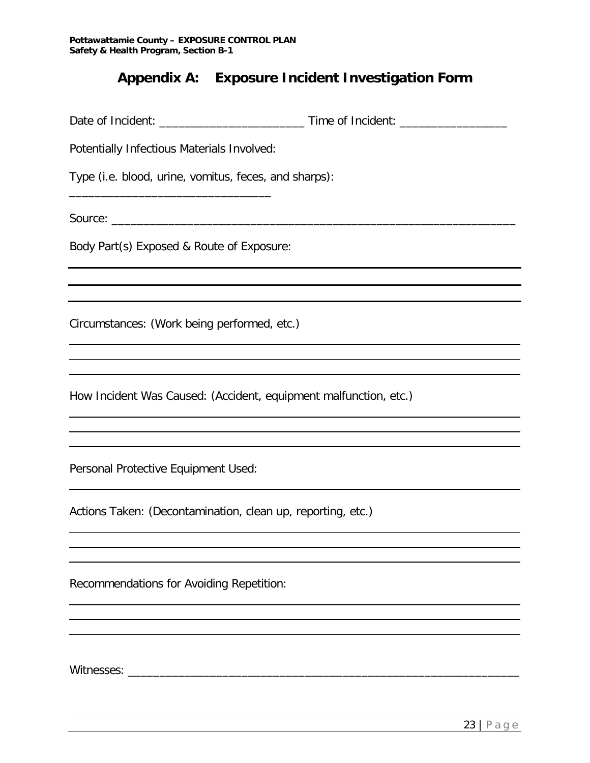# Appendix A: Exposure Incident Investigation Form

Date of Incident: ______________________ Time of Incident: ________________

Potentially Infectious Materials Involved:

Type (i.e. blood, urine, vomitus, feces, and sharps):
______________________________

Source: ____________________________________________________________

Body Part(s) Exposed & Route of Exposure:

Circumstances: (Work being performed, etc.)

How Incident Was Caused: (Accident, equipment malfunction, etc.)

Personal Protective Equipment Used:

Actions Taken: (Decontamination, clean up, reporting, etc.)

Recommendations for Avoiding Repetition:

Witnesses: __________________________________________________________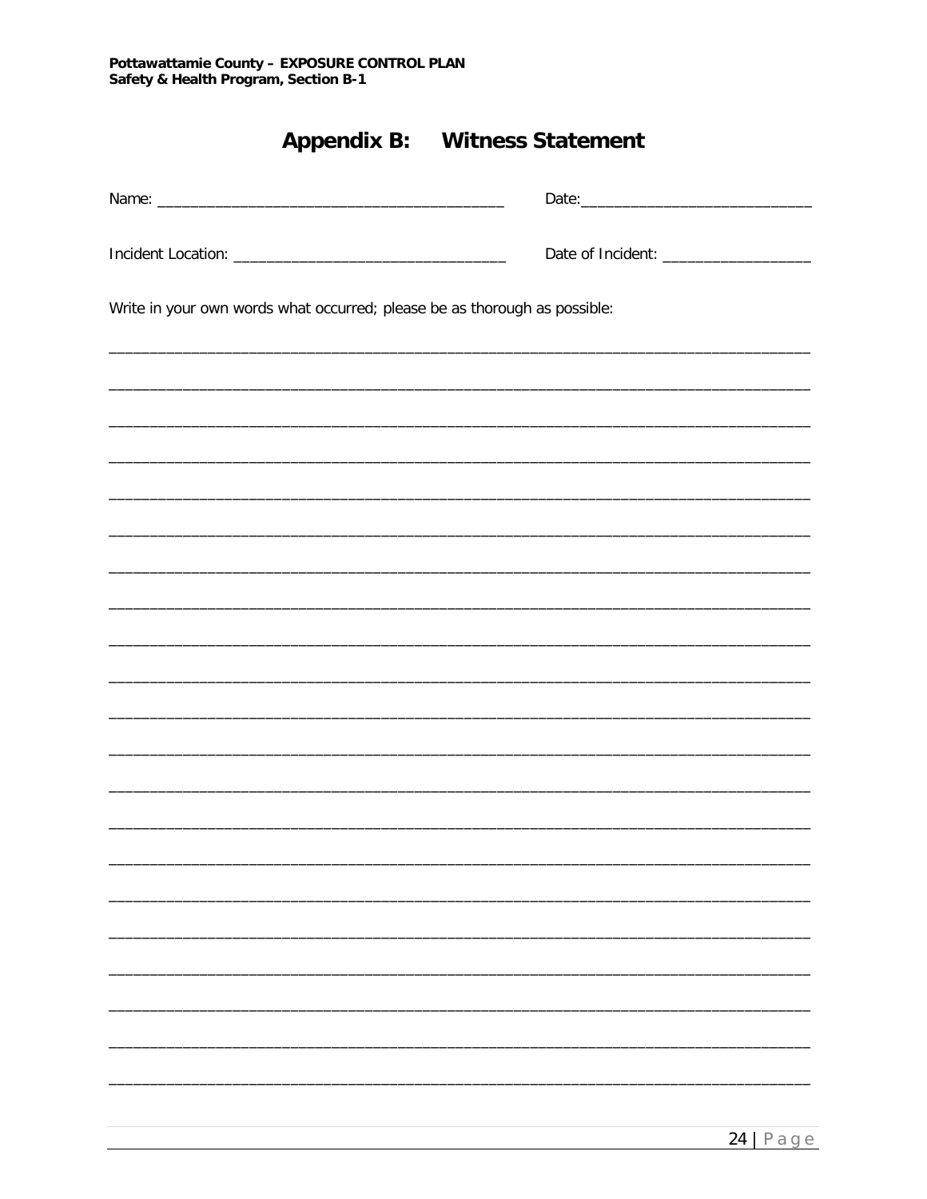# Appendix B: Witness Statement

Name: ________________________________________ Date:___________________________

Incident Location: ________________________________ Date of Incident: _________________

Write in your own words what occurred; please be as thorough as possible:

_______________________________________________________________________________

_______________________________________________________________________________

_______________________________________________________________________________

_______________________________________________________________________________

_______________________________________________________________________________

_______________________________________________________________________________

_______________________________________________________________________________

_______________________________________________________________________________

_______________________________________________________________________________

_______________________________________________________________________________

_______________________________________________________________________________

_______________________________________________________________________________

_______________________________________________________________________________

_______________________________________________________________________________

_______________________________________________________________________________

_______________________________________________________________________________

_______________________________________________________________________________

_______________________________________________________________________________

_______________________________________________________________________________

_______________________________________________________________________________

_______________________________________________________________________________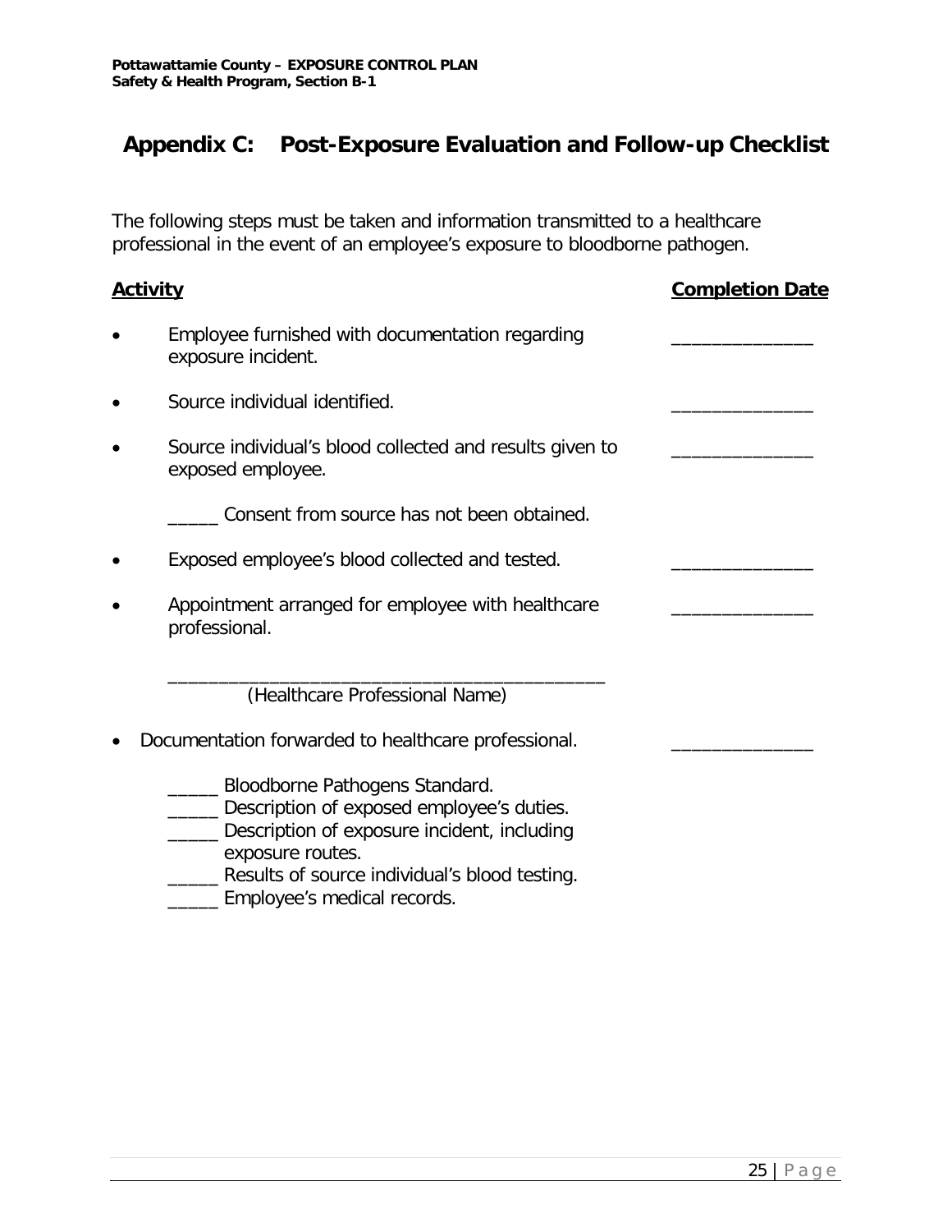# Appendix C: Post-Exposure Evaluation and Follow-up Checklist

The following steps must be taken and information transmitted to a healthcare professional in the event of an employee's exposure to bloodborne pathogen.

| **Activity** | **Completion Date** |
| --- | --- |
| • Employee furnished with documentation regarding exposure incident. | ______________ |
| • Source individual identified. | ______________ |
| • Source individual's blood collected and results given to exposed employee. | ______________ |
| _____ Consent from source has not been obtained. | |
| • Exposed employee's blood collected and tested. | ______________ |
| • Appointment arranged for employee with healthcare professional. | ______________ |
| ____________________________________________ (Healthcare Professional Name) | |
| • Documentation forwarded to healthcare professional. | ______________ |

_____ Bloodborne Pathogens Standard.
_____ Description of exposed employee's duties.
_____ Description of exposure incident, including exposure routes.
_____ Results of source individual's blood testing.
_____ Employee's medical records.